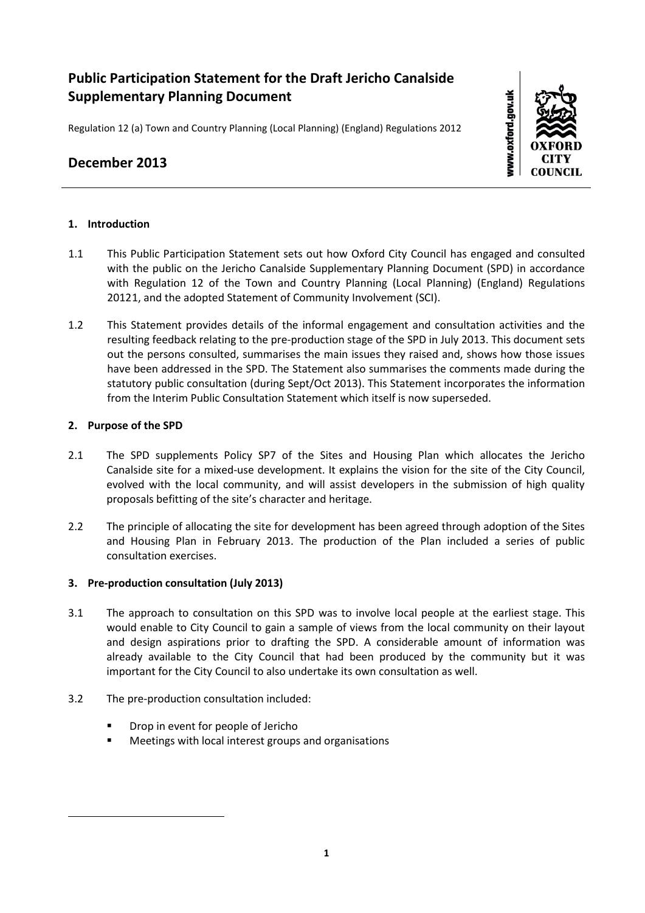# Public Participation Statement for the Draft Jericho Canalside Supplementary Planning Document

Regulation 12 (a) Town and Country Planning (Local Planning) (England) Regulations 2012

## December 2013

### 1. Introduction

1.1 This Public Participation Statement sets out how Oxford City Council has engaged and consulted with the public on the Jericho Canalside Supplementary Planning Document (SPD) in accordance with Regulation 12 of the Town and Country Planning (Local Planning) (England) Regulations 2012[1], and the adopted Statement of Community Involvement (SCI).

1.2 This Statement provides details of the informal engagement and consultation activities and the resulting feedback relating to the pre-production stage of the SPD in July 2013. This document sets out the persons consulted, summarises the main issues they raised and, shows how those issues have been addressed in the SPD. The Statement also summarises the comments made during the statutory public consultation (during Sept/Oct 2013). This Statement incorporates the information from the Interim Public Consultation Statement which itself is now superseded.

### 2. Purpose of the SPD

2.1 The SPD supplements Policy SP7 of the Sites and Housing Plan which allocates the Jericho Canalside site for a mixed-use development. It explains the vision for the site of the City Council, evolved with the local community, and will assist developers in the submission of high quality proposals befitting of the site's character and heritage.

2.2 The principle of allocating the site for development has been agreed through adoption of the Sites and Housing Plan in February 2013. The production of the Plan included a series of public consultation exercises.

### 3. Pre-production consultation (July 2013)

3.1 The approach to consultation on this SPD was to involve local people at the earliest stage. This would enable to City Council to gain a sample of views from the local community on their layout and design aspirations prior to drafting the SPD. A considerable amount of information was already available to the City Council that had been produced by the community but it was important for the City Council to also undertake its own consultation as well.

3.2 The pre-production consultation included:

- Drop in event for people of Jericho
- Meetings with local interest groups and organisations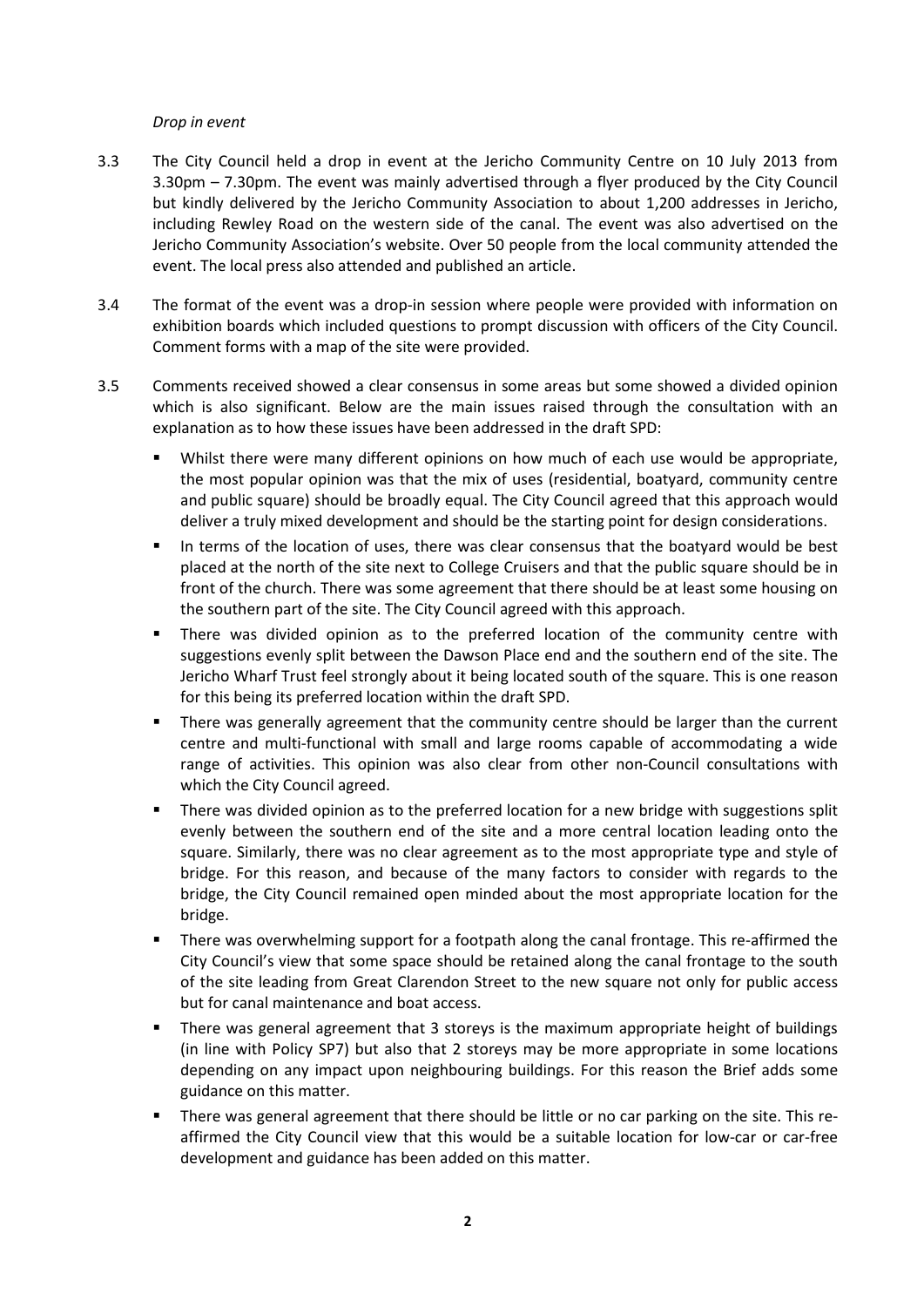*Drop in event*

3.3 The City Council held a drop in event at the Jericho Community Centre on 10 July 2013 from 3.30pm – 7.30pm. The event was mainly advertised through a flyer produced by the City Council but kindly delivered by the Jericho Community Association to about 1,200 addresses in Jericho, including Rewley Road on the western side of the canal. The event was also advertised on the Jericho Community Association's website. Over 50 people from the local community attended the event. The local press also attended and published an article.

3.4 The format of the event was a drop-in session where people were provided with information on exhibition boards which included questions to prompt discussion with officers of the City Council. Comment forms with a map of the site were provided.

3.5 Comments received showed a clear consensus in some areas but some showed a divided opinion which is also significant. Below are the main issues raised through the consultation with an explanation as to how these issues have been addressed in the draft SPD:

- Whilst there were many different opinions on how much of each use would be appropriate, the most popular opinion was that the mix of uses (residential, boatyard, community centre and public square) should be broadly equal. The City Council agreed that this approach would deliver a truly mixed development and should be the starting point for design considerations.
- In terms of the location of uses, there was clear consensus that the boatyard would be best placed at the north of the site next to College Cruisers and that the public square should be in front of the church. There was some agreement that there should be at least some housing on the southern part of the site. The City Council agreed with this approach.
- There was divided opinion as to the preferred location of the community centre with suggestions evenly split between the Dawson Place end and the southern end of the site. The Jericho Wharf Trust feel strongly about it being located south of the square. This is one reason for this being its preferred location within the draft SPD.
- There was generally agreement that the community centre should be larger than the current centre and multi-functional with small and large rooms capable of accommodating a wide range of activities. This opinion was also clear from other non-Council consultations with which the City Council agreed.
- There was divided opinion as to the preferred location for a new bridge with suggestions split evenly between the southern end of the site and a more central location leading onto the square. Similarly, there was no clear agreement as to the most appropriate type and style of bridge. For this reason, and because of the many factors to consider with regards to the bridge, the City Council remained open minded about the most appropriate location for the bridge.
- There was overwhelming support for a footpath along the canal frontage. This re-affirmed the City Council's view that some space should be retained along the canal frontage to the south of the site leading from Great Clarendon Street to the new square not only for public access but for canal maintenance and boat access.
- There was general agreement that 3 storeys is the maximum appropriate height of buildings (in line with Policy SP7) but also that 2 storeys may be more appropriate in some locations depending on any impact upon neighbouring buildings. For this reason the Brief adds some guidance on this matter.
- There was general agreement that there should be little or no car parking on the site. This re-affirmed the City Council view that this would be a suitable location for low-car or car-free development and guidance has been added on this matter.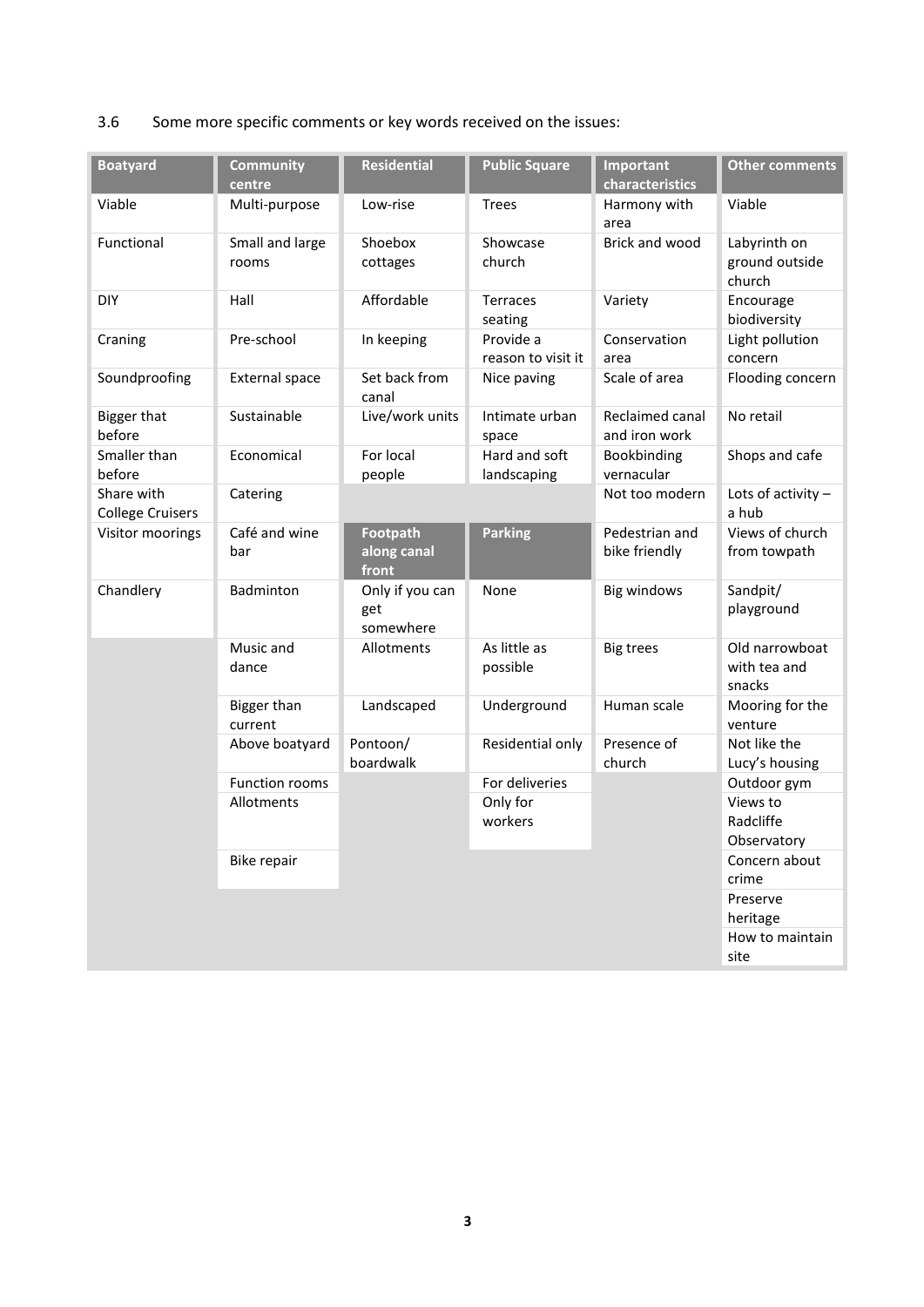3.6 Some more specific comments or key words received on the issues:

| Boatyard | Community centre | Residential | Public Square | Important characteristics | Other comments |
|---|---|---|---|---|---|
| Viable | Multi-purpose | Low-rise | Trees | Harmony with area | Viable |
| Functional | Small and large rooms | Shoebox cottages | Showcase church | Brick and wood | Labyrinth on ground outside church |
| DIY | Hall | Affordable | Terraces seating | Variety | Encourage biodiversity |
| Craning | Pre-school | In keeping | Provide a reason to visit it | Conservation area | Light pollution concern |
| Soundproofing | External space | Set back from canal | Nice paving | Scale of area | Flooding concern |
| Bigger that before | Sustainable | Live/work units | Intimate urban space | Reclaimed canal and iron work | No retail |
| Smaller than before | Economical | For local people | Hard and soft landscaping | Bookbinding vernacular | Shops and cafe |
| Share with College Cruisers | Catering | | | Not too modern | Lots of activity – a hub |
| Visitor moorings | Café and wine bar | **Footpath along canal front** | **Parking** | Pedestrian and bike friendly | Views of church from towpath |
| Chandlery | Badminton | Only if you can get somewhere | None | Big windows | Sandpit/ playground |
| | Music and dance | Allotments | As little as possible | Big trees | Old narrowboat with tea and snacks |
| | Bigger than current | Landscaped | Underground | Human scale | Mooring for the venture |
| | Above boatyard | Pontoon/ boardwalk | Residential only | Presence of church | Not like the Lucy's housing |
| | Function rooms | | For deliveries | | Outdoor gym |
| | Allotments | | Only for workers | | Views to Radcliffe Observatory |
| | Bike repair | | | | Concern about crime |
| | | | | | Preserve heritage |
| | | | | | How to maintain site |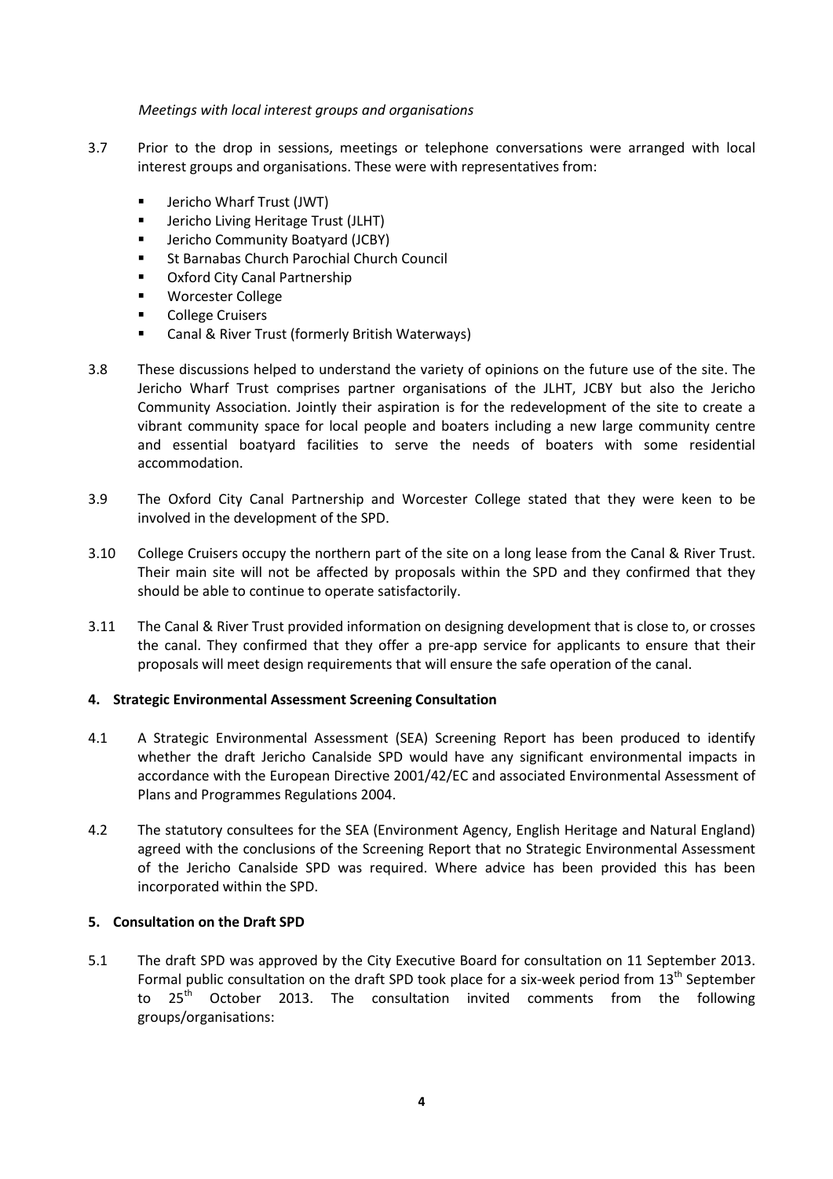*Meetings with local interest groups and organisations*

3.7 Prior to the drop in sessions, meetings or telephone conversations were arranged with local interest groups and organisations. These were with representatives from:

- Jericho Wharf Trust (JWT)
- Jericho Living Heritage Trust (JLHT)
- Jericho Community Boatyard (JCBY)
- St Barnabas Church Parochial Church Council
- Oxford City Canal Partnership
- Worcester College
- College Cruisers
- Canal & River Trust (formerly British Waterways)

3.8 These discussions helped to understand the variety of opinions on the future use of the site. The Jericho Wharf Trust comprises partner organisations of the JLHT, JCBY but also the Jericho Community Association. Jointly their aspiration is for the redevelopment of the site to create a vibrant community space for local people and boaters including a new large community centre and essential boatyard facilities to serve the needs of boaters with some residential accommodation.

3.9 The Oxford City Canal Partnership and Worcester College stated that they were keen to be involved in the development of the SPD.

3.10 College Cruisers occupy the northern part of the site on a long lease from the Canal & River Trust. Their main site will not be affected by proposals within the SPD and they confirmed that they should be able to continue to operate satisfactorily.

3.11 The Canal & River Trust provided information on designing development that is close to, or crosses the canal. They confirmed that they offer a pre-app service for applicants to ensure that their proposals will meet design requirements that will ensure the safe operation of the canal.

## 4. Strategic Environmental Assessment Screening Consultation

4.1 A Strategic Environmental Assessment (SEA) Screening Report has been produced to identify whether the draft Jericho Canalside SPD would have any significant environmental impacts in accordance with the European Directive 2001/42/EC and associated Environmental Assessment of Plans and Programmes Regulations 2004.

4.2 The statutory consultees for the SEA (Environment Agency, English Heritage and Natural England) agreed with the conclusions of the Screening Report that no Strategic Environmental Assessment of the Jericho Canalside SPD was required. Where advice has been provided this has been incorporated within the SPD.

## 5. Consultation on the Draft SPD

5.1 The draft SPD was approved by the City Executive Board for consultation on 11 September 2013. Formal public consultation on the draft SPD took place for a six-week period from 13th September to 25th October 2013. The consultation invited comments from the following groups/organisations: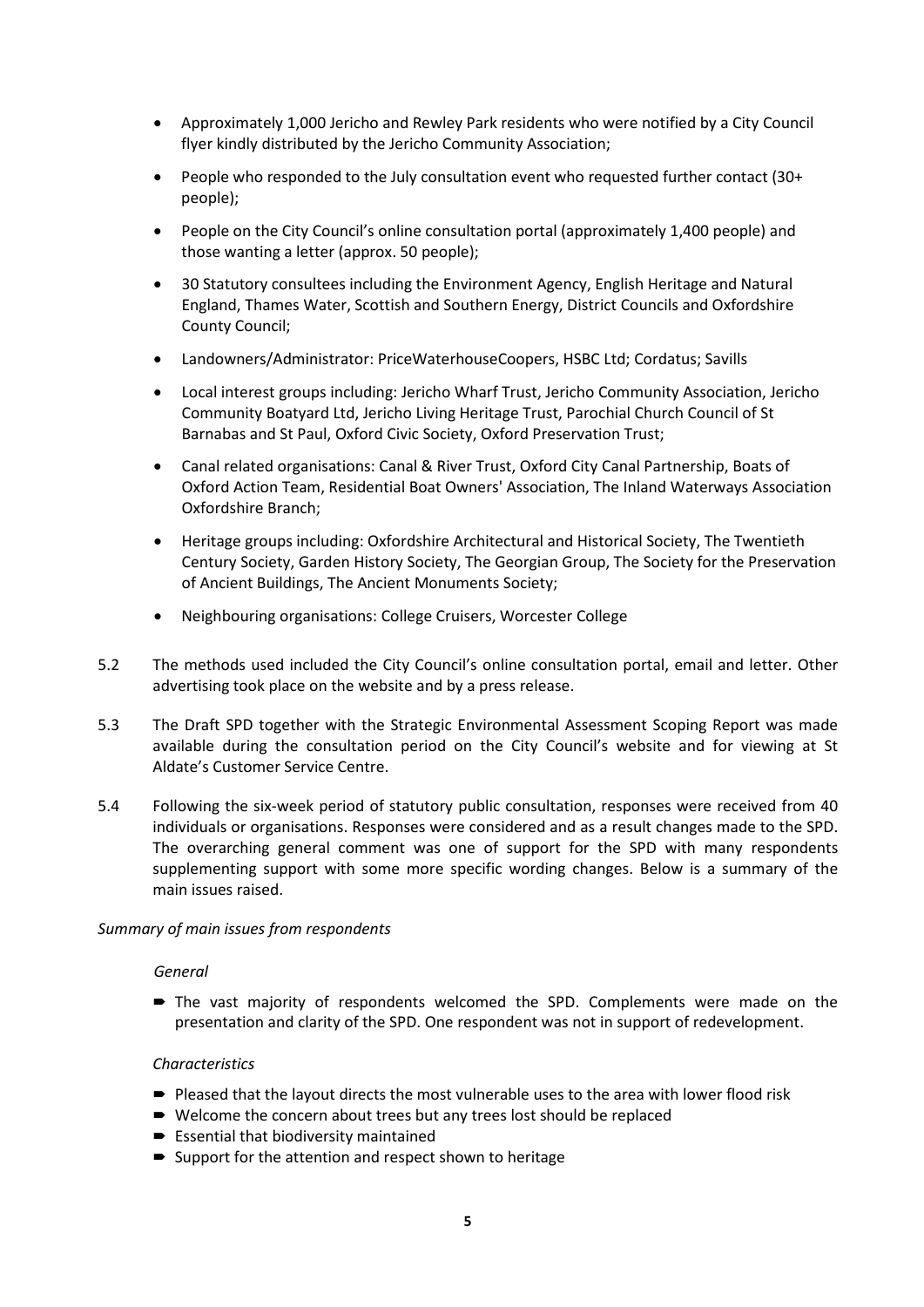- Approximately 1,000 Jericho and Rewley Park residents who were notified by a City Council flyer kindly distributed by the Jericho Community Association;
- People who responded to the July consultation event who requested further contact (30+ people);
- People on the City Council's online consultation portal (approximately 1,400 people) and those wanting a letter (approx. 50 people);
- 30 Statutory consultees including the Environment Agency, English Heritage and Natural England, Thames Water, Scottish and Southern Energy, District Councils and Oxfordshire County Council;
- Landowners/Administrator: PriceWaterhouseCoopers, HSBC Ltd; Cordatus; Savills
- Local interest groups including: Jericho Wharf Trust, Jericho Community Association, Jericho Community Boatyard Ltd, Jericho Living Heritage Trust, Parochial Church Council of St Barnabas and St Paul, Oxford Civic Society, Oxford Preservation Trust;
- Canal related organisations: Canal & River Trust, Oxford City Canal Partnership, Boats of Oxford Action Team, Residential Boat Owners' Association, The Inland Waterways Association Oxfordshire Branch;
- Heritage groups including: Oxfordshire Architectural and Historical Society, The Twentieth Century Society, Garden History Society, The Georgian Group, The Society for the Preservation of Ancient Buildings, The Ancient Monuments Society;
- Neighbouring organisations: College Cruisers, Worcester College

5.2 The methods used included the City Council's online consultation portal, email and letter. Other advertising took place on the website and by a press release.

5.3 The Draft SPD together with the Strategic Environmental Assessment Scoping Report was made available during the consultation period on the City Council's website and for viewing at St Aldate's Customer Service Centre.

5.4 Following the six-week period of statutory public consultation, responses were received from 40 individuals or organisations. Responses were considered and as a result changes made to the SPD. The overarching general comment was one of support for the SPD with many respondents supplementing support with some more specific wording changes. Below is a summary of the main issues raised.

*Summary of main issues from respondents*

*General*

- The vast majority of respondents welcomed the SPD. Complements were made on the presentation and clarity of the SPD. One respondent was not in support of redevelopment.

*Characteristics*

- Pleased that the layout directs the most vulnerable uses to the area with lower flood risk
- Welcome the concern about trees but any trees lost should be replaced
- Essential that biodiversity maintained
- Support for the attention and respect shown to heritage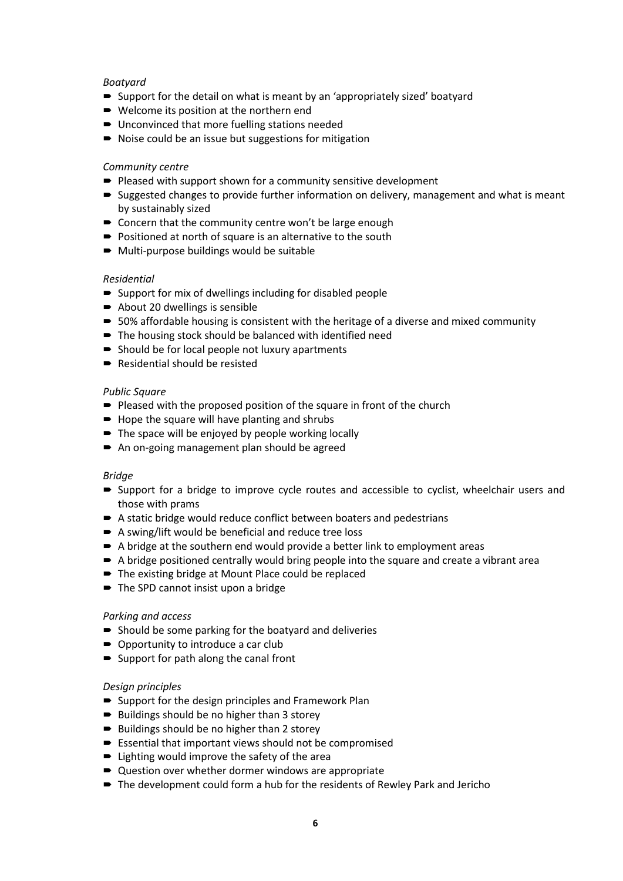*Boatyard*

- Support for the detail on what is meant by an 'appropriately sized' boatyard
- Welcome its position at the northern end
- Unconvinced that more fuelling stations needed
- Noise could be an issue but suggestions for mitigation

*Community centre*

- Pleased with support shown for a community sensitive development
- Suggested changes to provide further information on delivery, management and what is meant by sustainably sized
- Concern that the community centre won't be large enough
- Positioned at north of square is an alternative to the south
- Multi-purpose buildings would be suitable

*Residential*

- Support for mix of dwellings including for disabled people
- About 20 dwellings is sensible
- 50% affordable housing is consistent with the heritage of a diverse and mixed community
- The housing stock should be balanced with identified need
- Should be for local people not luxury apartments
- Residential should be resisted

*Public Square*

- Pleased with the proposed position of the square in front of the church
- Hope the square will have planting and shrubs
- The space will be enjoyed by people working locally
- An on-going management plan should be agreed

*Bridge*

- Support for a bridge to improve cycle routes and accessible to cyclist, wheelchair users and those with prams
- A static bridge would reduce conflict between boaters and pedestrians
- A swing/lift would be beneficial and reduce tree loss
- A bridge at the southern end would provide a better link to employment areas
- A bridge positioned centrally would bring people into the square and create a vibrant area
- The existing bridge at Mount Place could be replaced
- The SPD cannot insist upon a bridge

*Parking and access*

- Should be some parking for the boatyard and deliveries
- Opportunity to introduce a car club
- Support for path along the canal front

*Design principles*

- Support for the design principles and Framework Plan
- Buildings should be no higher than 3 storey
- Buildings should be no higher than 2 storey
- Essential that important views should not be compromised
- Lighting would improve the safety of the area
- Question over whether dormer windows are appropriate
- The development could form a hub for the residents of Rewley Park and Jericho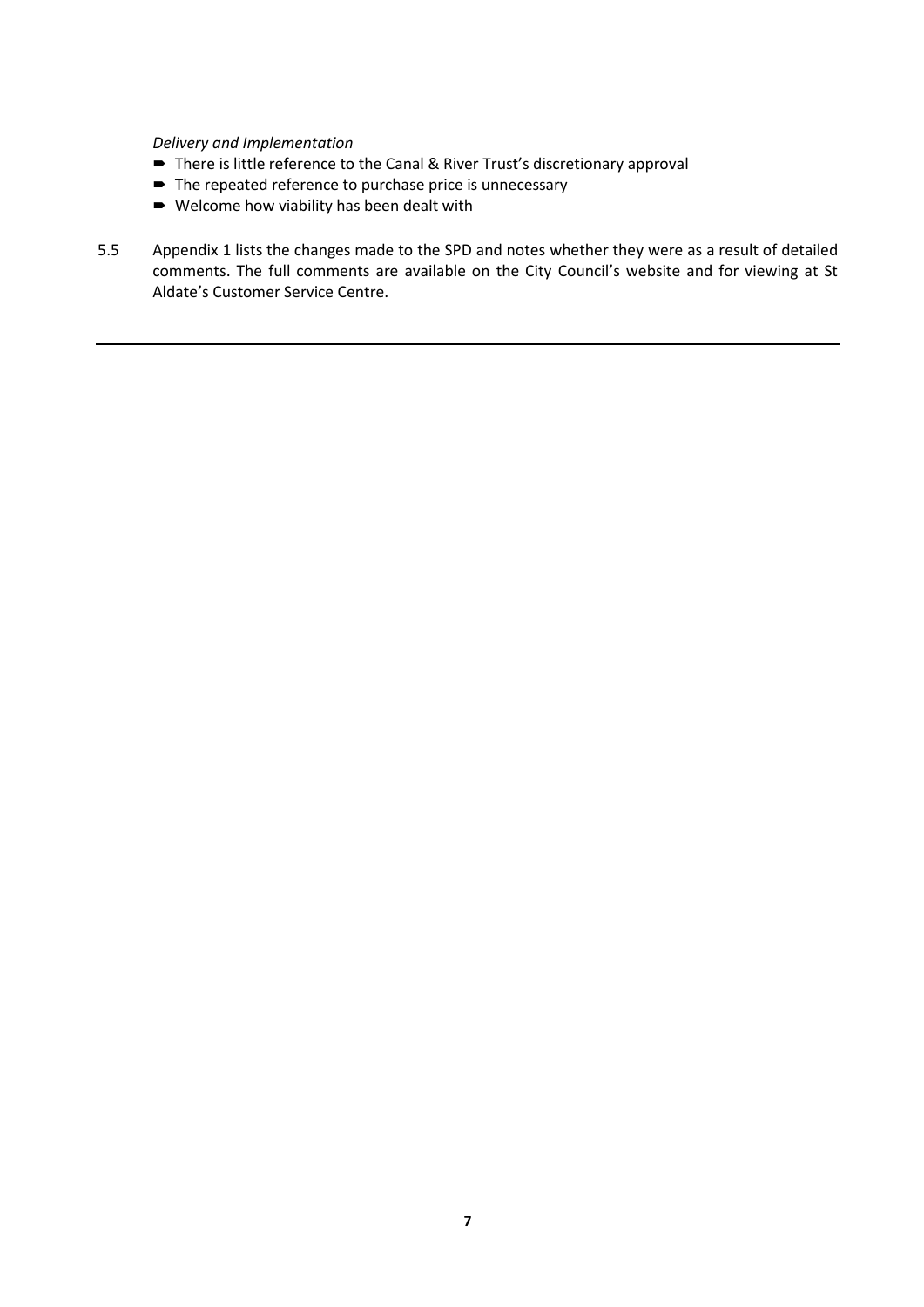*Delivery and Implementation*

- There is little reference to the Canal & River Trust's discretionary approval
- The repeated reference to purchase price is unnecessary
- Welcome how viability has been dealt with

5.5 Appendix 1 lists the changes made to the SPD and notes whether they were as a result of detailed comments. The full comments are available on the City Council's website and for viewing at St Aldate's Customer Service Centre.

---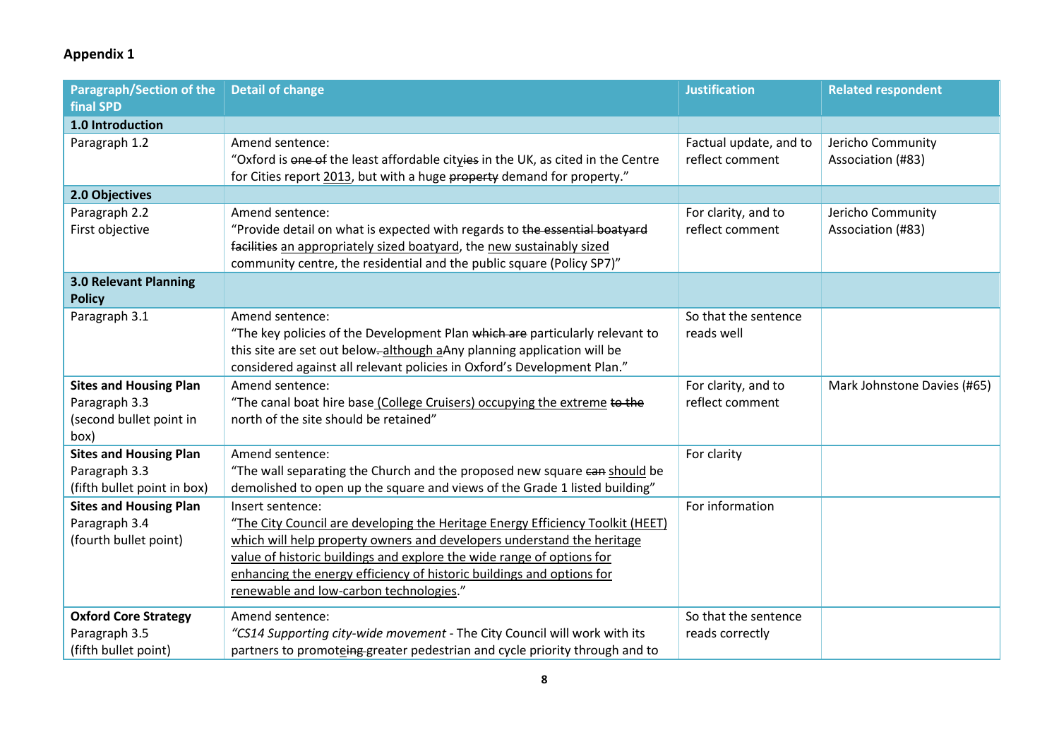## Appendix 1

| Paragraph/Section of the final SPD | Detail of change | Justification | Related respondent |
|---|---|---|---|
| **1.0 Introduction** | | | |
| Paragraph 1.2 | Amend sentence: "Oxford is ~~one of~~ the least affordable cit<ins>y</ins>~~ies~~ in the UK, as cited in the Centre for Cities report <ins>2013</ins>, but with a huge ~~property~~ demand for property." | Factual update, and to reflect comment | Jericho Community Association (#83) |
| **2.0 Objectives** | | | |
| Paragraph 2.2 First objective | Amend sentence: "Provide detail on what is expected with regards to ~~the essential boatyard facilities~~ <ins>an appropriately sized boatyard</ins>, the <ins>new sustainably sized</ins> community centre, the residential and the public square (Policy SP7)" | For clarity, and to reflect comment | Jericho Community Association (#83) |
| **3.0 Relevant Planning Policy** | | | |
| Paragraph 3.1 | Amend sentence: "The key policies of the Development Plan ~~which are~~ particularly relevant to this site are set out below~~.~~ <ins>although a</ins>~~A~~ny planning application will be considered against all relevant policies in Oxford's Development Plan." | So that the sentence reads well | |
| **Sites and Housing Plan** Paragraph 3.3 (second bullet point in box) | Amend sentence: "The canal boat hire base <ins>(College Cruisers) occupying the extreme</ins> ~~to the~~ north of the site should be retained" | For clarity, and to reflect comment | Mark Johnstone Davies (#65) |
| **Sites and Housing Plan** Paragraph 3.3 (fifth bullet point in box) | Amend sentence: "The wall separating the Church and the proposed new square ~~can~~ <ins>should</ins> be demolished to open up the square and views of the Grade 1 listed building" | For clarity | |
| **Sites and Housing Plan** Paragraph 3.4 (fourth bullet point) | Insert sentence: "<ins>The City Council are developing the Heritage Energy Efficiency Toolkit (HEET) which will help property owners and developers understand the heritage value of historic buildings and explore the wide range of options for enhancing the energy efficiency of historic buildings and options for renewable and low-carbon technologies</ins>." | For information | |
| **Oxford Core Strategy** Paragraph 3.5 (fifth bullet point) | Amend sentence: *"CS14 Supporting city-wide movement* - The City Council will work with its partners to promot<ins>e</ins>~~ing~~ greater pedestrian and cycle priority through and to | So that the sentence reads correctly | |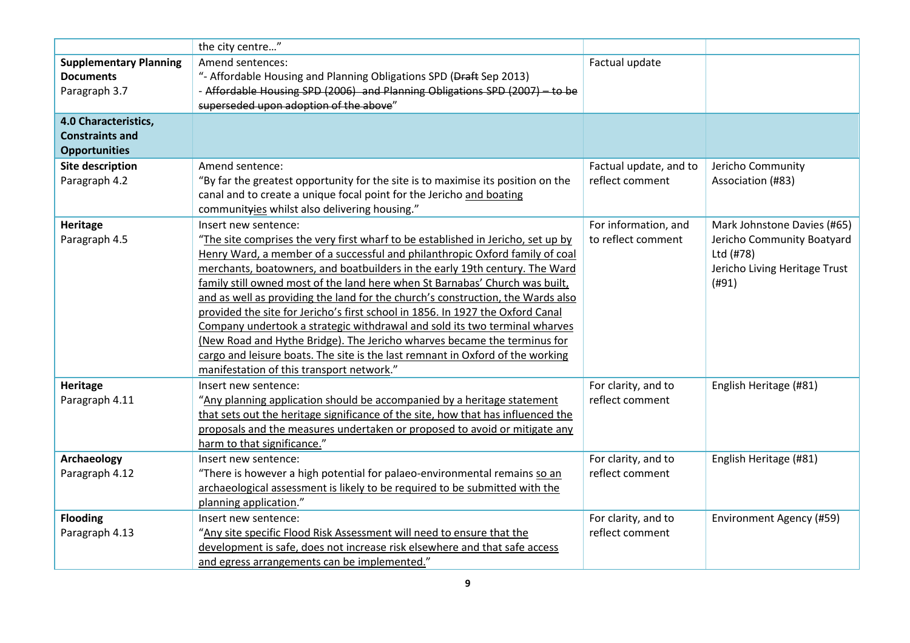| | | | |
|---|---|---|---|
| | the city centre…" | | |
| **Supplementary Planning Documents** Paragraph 3.7 | Amend sentences: "- Affordable Housing and Planning Obligations SPD (~~Draft~~ Sep 2013) - ~~Affordable Housing SPD (2006) and Planning Obligations SPD (2007) – to be superseded upon adoption of the above~~" | Factual update | |
| **4.0 Characteristics, Constraints and Opportunities** | | | |
| **Site description** Paragraph 4.2 | Amend sentence: "By far the greatest opportunity for the site is to maximise its position on the canal and to create a unique focal point for the Jericho <u>and boating</u> communit~~y~~<u>ies</u> whilst also delivering housing." | Factual update, and to reflect comment | Jericho Community Association (#83) |
| **Heritage** Paragraph 4.5 | Insert new sentence: "<u>The site comprises the very first wharf to be established in Jericho, set up by Henry Ward, a member of a successful and philanthropic Oxford family of coal merchants, boatowners, and boatbuilders in the early 19th century. The Ward family still owned most of the land here when St Barnabas' Church was built, and as well as providing the land for the church's construction, the Wards also provided the site for Jericho's first school in 1856. In 1927 the Oxford Canal Company undertook a strategic withdrawal and sold its two terminal wharves (New Road and Hythe Bridge). The Jericho wharves became the terminus for cargo and leisure boats. The site is the last remnant in Oxford of the working manifestation of this transport network</u>." | For information, and to reflect comment | Mark Johnstone Davies (#65) Jericho Community Boatyard Ltd (#78) Jericho Living Heritage Trust (#91) |
| **Heritage** Paragraph 4.11 | Insert new sentence: "<u>Any planning application should be accompanied by a heritage statement that sets out the heritage significance of the site, how that has influenced the proposals and the measures undertaken or proposed to avoid or mitigate any harm to that significance.</u>" | For clarity, and to reflect comment | English Heritage (#81) |
| **Archaeology** Paragraph 4.12 | Insert new sentence: "There is however a high potential for palaeo-environmental remains <u>so an archaeological assessment is likely to be required to be submitted with the planning application</u>." | For clarity, and to reflect comment | English Heritage (#81) |
| **Flooding** Paragraph 4.13 | Insert new sentence: "<u>Any site specific Flood Risk Assessment will need to ensure that the development is safe, does not increase risk elsewhere and that safe access and egress arrangements can be implemented.</u>" | For clarity, and to reflect comment | Environment Agency (#59) |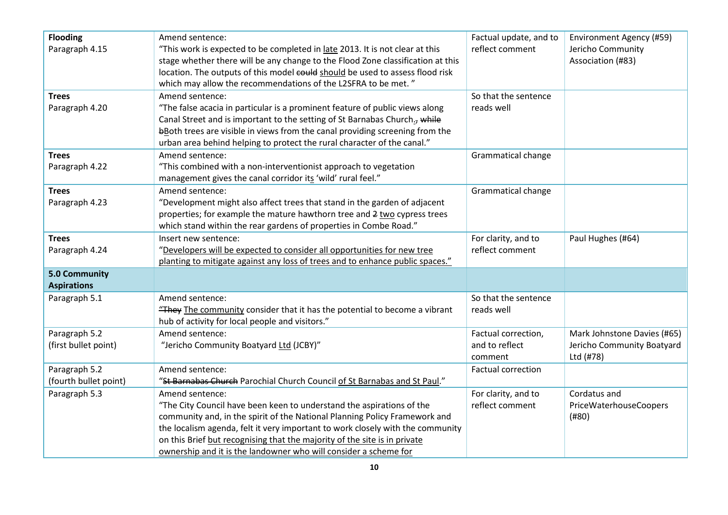| **Flooding**<br>Paragraph 4.15 | Amend sentence:<br>"This work is expected to be completed in <u>late</u> 2013. It is not clear at this stage whether there will be any change to the Flood Zone classification at this location. The outputs of this model ~~could~~ <u>should</u> be used to assess flood risk which may allow the recommendations of the L2SFRA to be met. " | Factual update, and to reflect comment | Environment Agency (#59)<br>Jericho Community Association (#83) |
|---|---|---|---|
| **Trees**<br>Paragraph 4.20 | Amend sentence:<br>"The false acacia in particular is a prominent feature of public views along Canal Street and is important to the setting of St Barnabas Church<u>.</u>~~,~~ ~~while~~ ~~b~~<u>B</u>oth trees are visible in views from the canal providing screening from the urban area behind helping to protect the rural character of the canal." | So that the sentence reads well | |
| **Trees**<br>Paragraph 4.22 | Amend sentence:<br>"This combined with a non-interventionist approach to vegetation management gives the canal corridor it<u>s</u> 'wild' rural feel." | Grammatical change | |
| **Trees**<br>Paragraph 4.23 | Amend sentence:<br>"Development might also affect trees that stand in the garden of adjacent properties; for example the mature hawthorn tree and ~~2~~ <u>two</u> cypress trees which stand within the rear gardens of properties in Combe Road." | Grammatical change | |
| **Trees**<br>Paragraph 4.24 | Insert new sentence:<br>"<u>Developers will be expected to consider all opportunities for new tree planting to mitigate against any loss of trees and to enhance public spaces.</u>" | For clarity, and to reflect comment | Paul Hughes (#64) |
| **5.0 Community Aspirations** | | | |
| Paragraph 5.1 | Amend sentence:<br>~~"They~~ <u>The community</u> consider that it has the potential to become a vibrant hub of activity for local people and visitors." | So that the sentence reads well | |
| Paragraph 5.2<br>(first bullet point) | Amend sentence:<br>"Jericho Community Boatyard <u>Ltd</u> (JCBY)" | Factual correction, and to reflect comment | Mark Johnstone Davies (#65)<br>Jericho Community Boatyard Ltd (#78) |
| Paragraph 5.2<br>(fourth bullet point) | Amend sentence:<br>"~~St Barnabas Church~~ Parochial Church Council <u>of St Barnabas and St Paul</u>." | Factual correction | |
| Paragraph 5.3 | Amend sentence:<br>"The City Council have been keen to understand the aspirations of the community and, in the spirit of the National Planning Policy Framework and the localism agenda, felt it very important to work closely with the community on this Brief <u>but recognising that the majority of the site is in private ownership and it is the landowner who will consider a scheme for</u> | For clarity, and to reflect comment | Cordatus and PriceWaterhouseCoopers (#80) |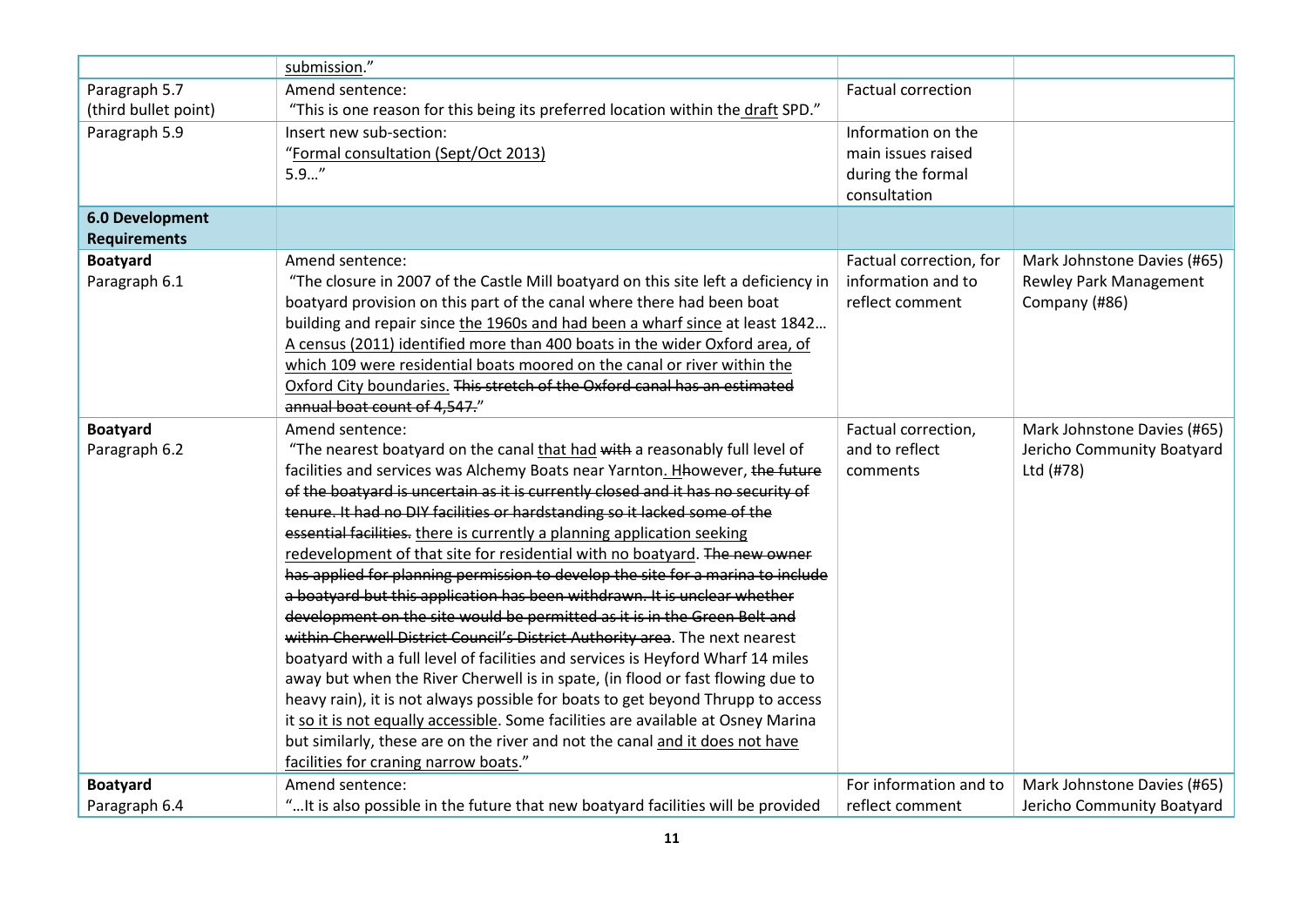| | | | |
|---|---|---|---|
| | submission." | | |
| Paragraph 5.7 (third bullet point) | Amend sentence: "This is one reason for this being its preferred location within the draft SPD." | Factual correction | |
| Paragraph 5.9 | Insert new sub-section: "Formal consultation (Sept/Oct 2013) 5.9…" | Information on the main issues raised during the formal consultation | |
| **6.0 Development Requirements** | | | |
| **Boatyard** Paragraph 6.1 | Amend sentence: "The closure in 2007 of the Castle Mill boatyard on this site left a deficiency in boatyard provision on this part of the canal where there had been boat building and repair since the 1960s and had been a wharf since at least 1842… A census (2011) identified more than 400 boats in the wider Oxford area, of which 109 were residential boats moored on the canal or river within the Oxford City boundaries. ~~This stretch of the Oxford canal has an estimated annual boat count of 4,547.~~" | Factual correction, for information and to reflect comment | Mark Johnstone Davies (#65) Rewley Park Management Company (#86) |
| **Boatyard** Paragraph 6.2 | Amend sentence: "The nearest boatyard on the canal that had ~~with~~ a reasonably full level of facilities and services was Alchemy Boats near Yarnton. H~~h~~owever, ~~the future of the boatyard is uncertain as it is currently closed and it has no security of tenure. It had no DIY facilities or hardstanding so it lacked some of the essential facilities.~~ there is currently a planning application seeking redevelopment of that site for residential with no boatyard. ~~The new owner has applied for planning permission to develop the site for a marina to include a boatyard but this application has been withdrawn. It is unclear whether development on the site would be permitted as it is in the Green Belt and within Cherwell District Council's District Authority area~~. The next nearest boatyard with a full level of facilities and services is Heyford Wharf 14 miles away but when the River Cherwell is in spate, (in flood or fast flowing due to heavy rain), it is not always possible for boats to get beyond Thrupp to access it so it is not equally accessible. Some facilities are available at Osney Marina but similarly, these are on the river and not the canal and it does not have facilities for craning narrow boats." | Factual correction, and to reflect comments | Mark Johnstone Davies (#65) Jericho Community Boatyard Ltd (#78) |
| **Boatyard** Paragraph 6.4 | Amend sentence: "…It is also possible in the future that new boatyard facilities will be provided | For information and to reflect comment | Mark Johnstone Davies (#65) Jericho Community Boatyard |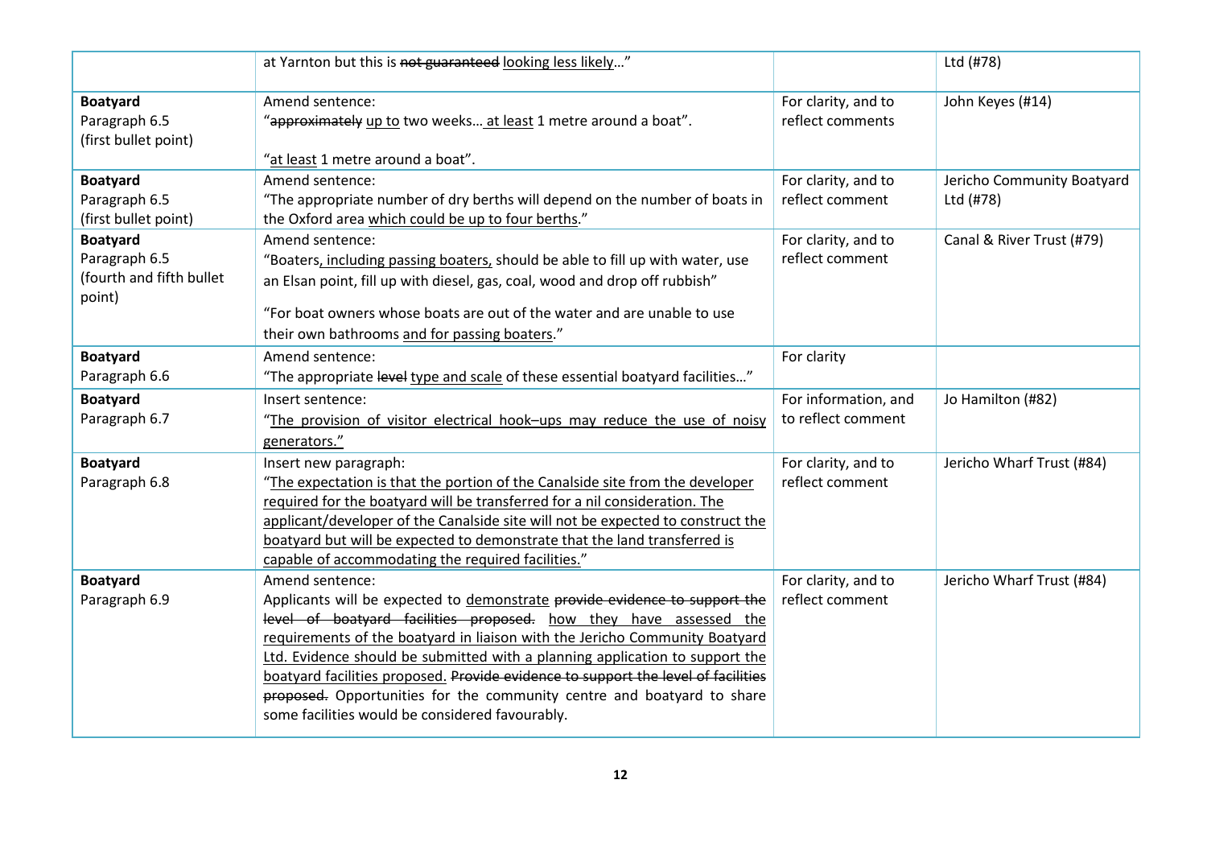| | | | |
|---|---|---|---|
| | at Yarnton but this is ~~not guaranteed~~ <u>looking less likely</u>…" | | Ltd (#78) |
| **Boatyard**<br>Paragraph 6.5<br>(first bullet point) | Amend sentence:<br>"~~approximately~~ <u>up to</u> two weeks… <u>at least</u> 1 metre around a boat".<br><br>"<u>at least</u> 1 metre around a boat". | For clarity, and to reflect comments | John Keyes (#14) |
| **Boatyard**<br>Paragraph 6.5<br>(first bullet point) | Amend sentence:<br>"The appropriate number of dry berths will depend on the number of boats in the Oxford area <u>which could be up to four berths</u>." | For clarity, and to reflect comment | Jericho Community Boatyard Ltd (#78) |
| **Boatyard**<br>Paragraph 6.5<br>(fourth and fifth bullet point) | Amend sentence:<br>"Boaters<u>, including passing boaters,</u> should be able to fill up with water, use an Elsan point, fill up with diesel, gas, coal, wood and drop off rubbish"<br><br>"For boat owners whose boats are out of the water and are unable to use their own bathrooms <u>and for passing boaters</u>." | For clarity, and to reflect comment | Canal & River Trust (#79) |
| **Boatyard**<br>Paragraph 6.6 | Amend sentence:<br>"The appropriate ~~level~~ <u>type and scale</u> of these essential boatyard facilities…" | For clarity | |
| **Boatyard**<br>Paragraph 6.7 | Insert sentence:<br>"<u>The provision of visitor electrical hook–ups may reduce the use of noisy generators.</u>" | For information, and to reflect comment | Jo Hamilton (#82) |
| **Boatyard**<br>Paragraph 6.8 | Insert new paragraph:<br>"<u>The expectation is that the portion of the Canalside site from the developer required for the boatyard will be transferred for a nil consideration. The applicant/developer of the Canalside site will not be expected to construct the boatyard but will be expected to demonstrate that the land transferred is capable of accommodating the required facilities.</u>" | For clarity, and to reflect comment | Jericho Wharf Trust (#84) |
| **Boatyard**<br>Paragraph 6.9 | Amend sentence:<br>Applicants will be expected to <u>demonstrate</u> ~~provide evidence to support the level of boatyard facilities proposed.~~ <u>how they have assessed the requirements of the boatyard in liaison with the Jericho Community Boatyard Ltd. Evidence should be submitted with a planning application to support the boatyard facilities proposed.</u> ~~Provide evidence to support the level of facilities proposed.~~ Opportunities for the community centre and boatyard to share some facilities would be considered favourably. | For clarity, and to reflect comment | Jericho Wharf Trust (#84) |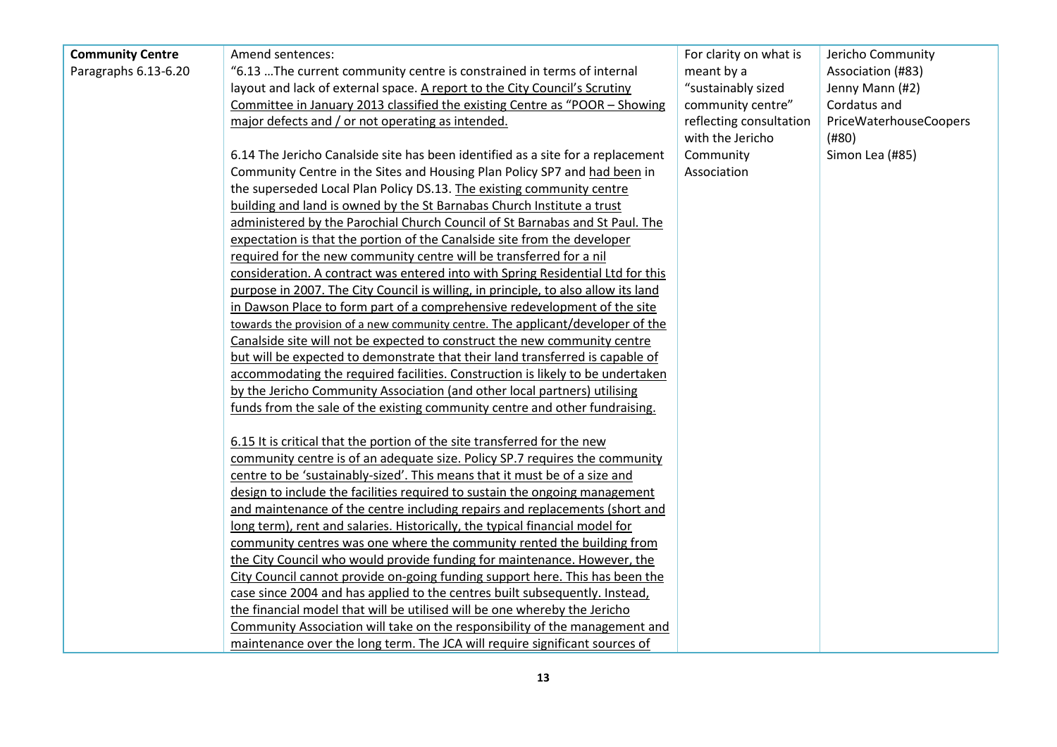| | | | |
|---|---|---|---|
| **Community Centre** Paragraphs 6.13-6.20 | Amend sentences:<br>"6.13 …The current community centre is constrained in terms of internal layout and lack of external space. A report to the City Council's Scrutiny Committee in January 2013 classified the existing Centre as "POOR – Showing major defects and / or not operating as intended.<br><br>6.14 The Jericho Canalside site has been identified as a site for a replacement Community Centre in the Sites and Housing Plan Policy SP7 and had been in the superseded Local Plan Policy DS.13. The existing community centre building and land is owned by the St Barnabas Church Institute a trust administered by the Parochial Church Council of St Barnabas and St Paul. The expectation is that the portion of the Canalside site from the developer required for the new community centre will be transferred for a nil consideration. A contract was entered into with Spring Residential Ltd for this purpose in 2007. The City Council is willing, in principle, to also allow its land in Dawson Place to form part of a comprehensive redevelopment of the site towards the provision of a new community centre. The applicant/developer of the Canalside site will not be expected to construct the new community centre but will be expected to demonstrate that their land transferred is capable of accommodating the required facilities. Construction is likely to be undertaken by the Jericho Community Association (and other local partners) utilising funds from the sale of the existing community centre and other fundraising.<br><br>6.15 It is critical that the portion of the site transferred for the new community centre is of an adequate size. Policy SP.7 requires the community centre to be 'sustainably-sized'. This means that it must be of a size and design to include the facilities required to sustain the ongoing management and maintenance of the centre including repairs and replacements (short and long term), rent and salaries. Historically, the typical financial model for community centres was one where the community rented the building from the City Council who would provide funding for maintenance. However, the City Council cannot provide on-going funding support here. This has been the case since 2004 and has applied to the centres built subsequently. Instead, the financial model that will be utilised will be one whereby the Jericho Community Association will take on the responsibility of the management and maintenance over the long term. The JCA will require significant sources of | For clarity on what is meant by a "sustainably sized community centre" reflecting consultation with the Jericho Community Association | Jericho Community Association (#83)<br>Jenny Mann (#2)<br>Cordatus and PriceWaterhouseCoopers (#80)<br>Simon Lea (#85) |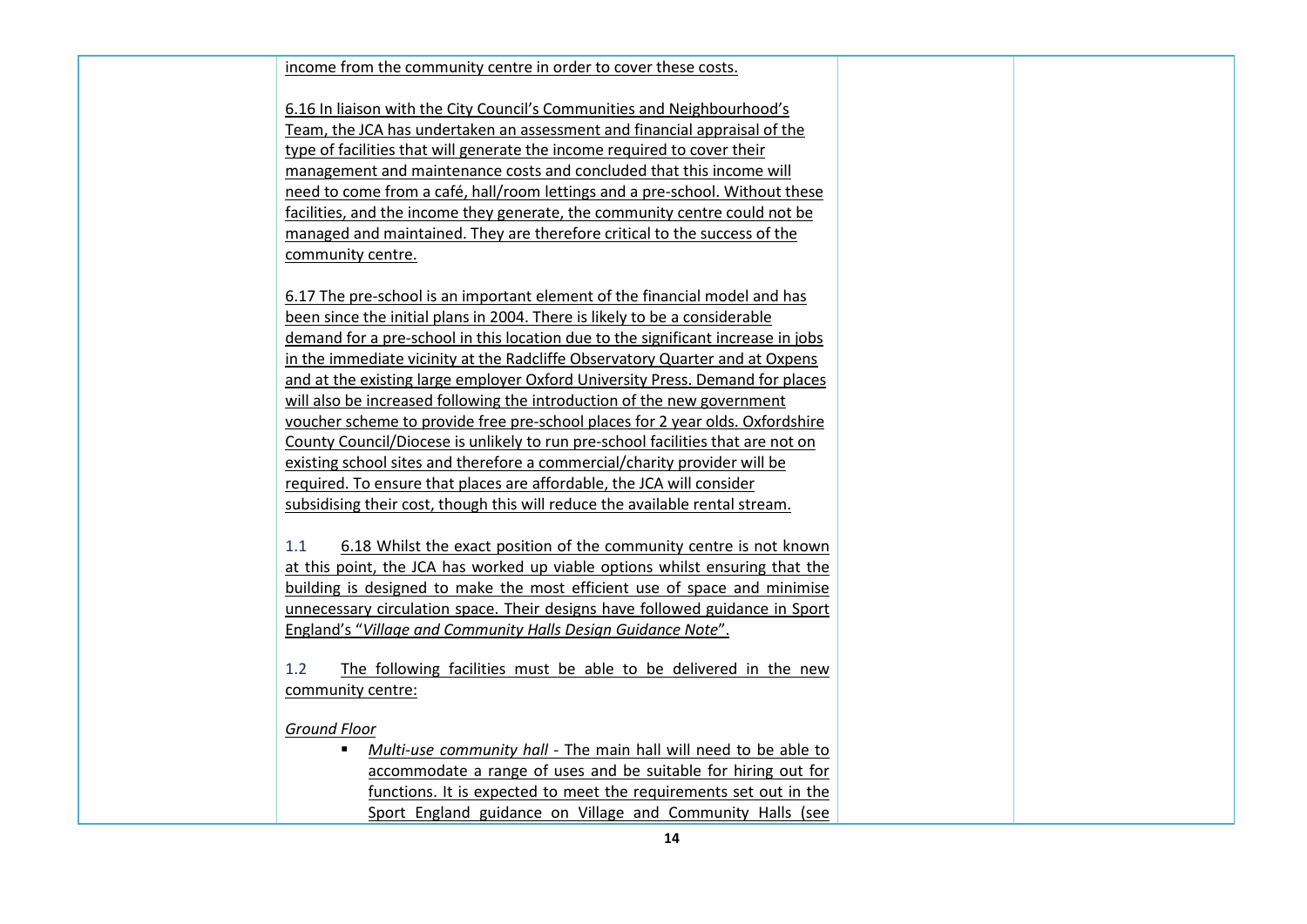income from the community centre in order to cover these costs.

6.16 In liaison with the City Council's Communities and Neighbourhood's Team, the JCA has undertaken an assessment and financial appraisal of the type of facilities that will generate the income required to cover their management and maintenance costs and concluded that this income will need to come from a café, hall/room lettings and a pre-school. Without these facilities, and the income they generate, the community centre could not be managed and maintained. They are therefore critical to the success of the community centre.

6.17 The pre-school is an important element of the financial model and has been since the initial plans in 2004. There is likely to be a considerable demand for a pre-school in this location due to the significant increase in jobs in the immediate vicinity at the Radcliffe Observatory Quarter and at Oxpens and at the existing large employer Oxford University Press. Demand for places will also be increased following the introduction of the new government voucher scheme to provide free pre-school places for 2 year olds. Oxfordshire County Council/Diocese is unlikely to run pre-school facilities that are not on existing school sites and therefore a commercial/charity provider will be required. To ensure that places are affordable, the JCA will consider subsidising their cost, though this will reduce the available rental stream.

1.1 6.18 Whilst the exact position of the community centre is not known at this point, the JCA has worked up viable options whilst ensuring that the building is designed to make the most efficient use of space and minimise unnecessary circulation space. Their designs have followed guidance in Sport England's "*Village and Community Halls Design Guidance Note*".

1.2 The following facilities must be able to be delivered in the new community centre:

*Ground Floor*

- *Multi-use community hall* - The main hall will need to be able to accommodate a range of uses and be suitable for hiring out for functions. It is expected to meet the requirements set out in the Sport England guidance on Village and Community Halls (see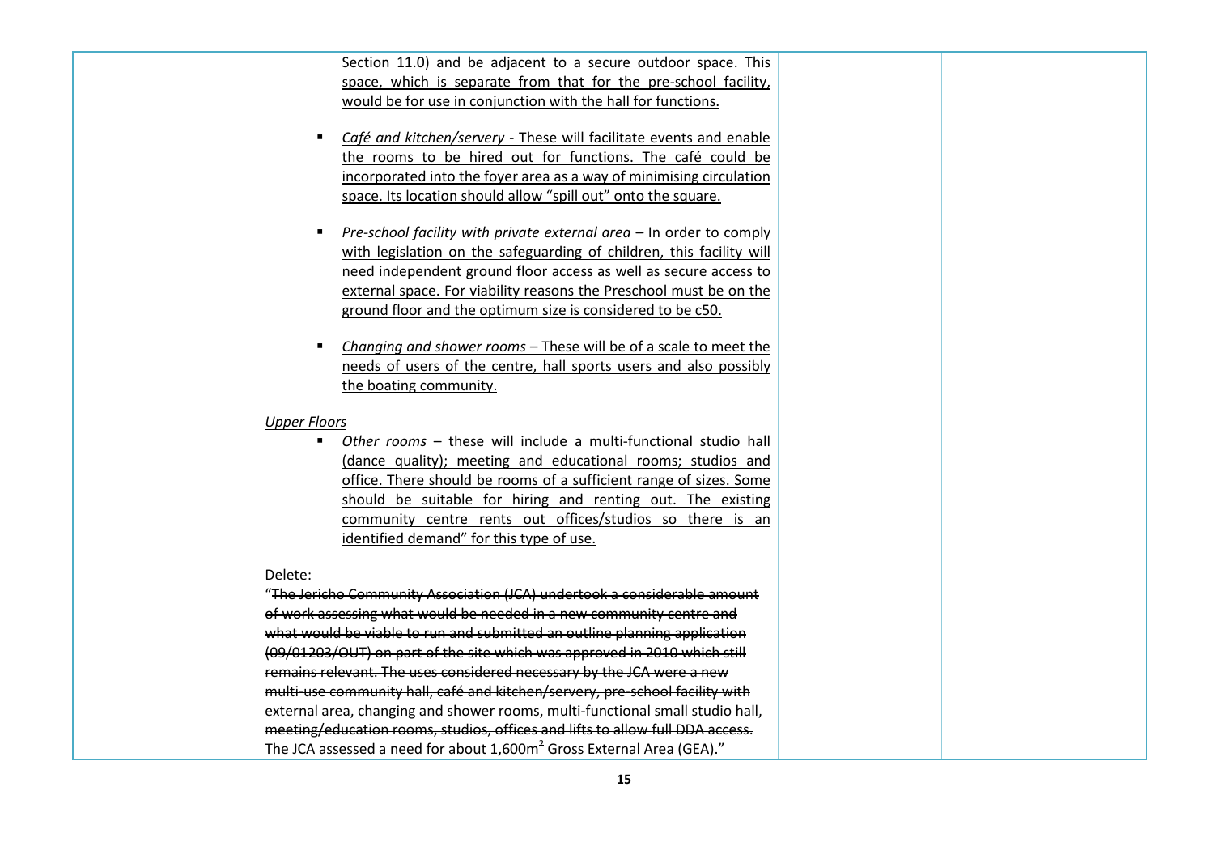| | Section 11.0) and be adjacent to a secure outdoor space. This space, which is separate from that for the pre-school facility, would be for use in conjunction with the hall for functions.<br><br>▪ *Café and kitchen/servery* - These will facilitate events and enable the rooms to be hired out for functions. The café could be incorporated into the foyer area as a way of minimising circulation space. Its location should allow "spill out" onto the square.<br><br>▪ *Pre-school facility with private external area* – In order to comply with legislation on the safeguarding of children, this facility will need independent ground floor access as well as secure access to external space. For viability reasons the Preschool must be on the ground floor and the optimum size is considered to be c50.<br><br>▪ *Changing and shower rooms* – These will be of a scale to meet the needs of users of the centre, hall sports users and also possibly the boating community.<br><br>*Upper Floors*<br>▪ *Other rooms* – these will include a multi-functional studio hall (dance quality); meeting and educational rooms; studios and office. There should be rooms of a sufficient range of sizes. Some should be suitable for hiring and renting out. The existing community centre rents out offices/studios so there is an identified demand" for this type of use.<br><br>Delete:<br>"~~The Jericho Community Association (JCA) undertook a considerable amount of work assessing what would be needed in a new community centre and what would be viable to run and submitted an outline planning application (09/01203/OUT) on part of the site which was approved in 2010 which still remains relevant. The uses considered necessary by the JCA were a new multi-use community hall, café and kitchen/servery, pre-school facility with external area, changing and shower rooms, multi-functional small studio hall, meeting/education rooms, studios, offices and lifts to allow full DDA access. The JCA assessed a need for about 1,600m² Gross External Area (GEA).~~" | | |
|---|---|---|---|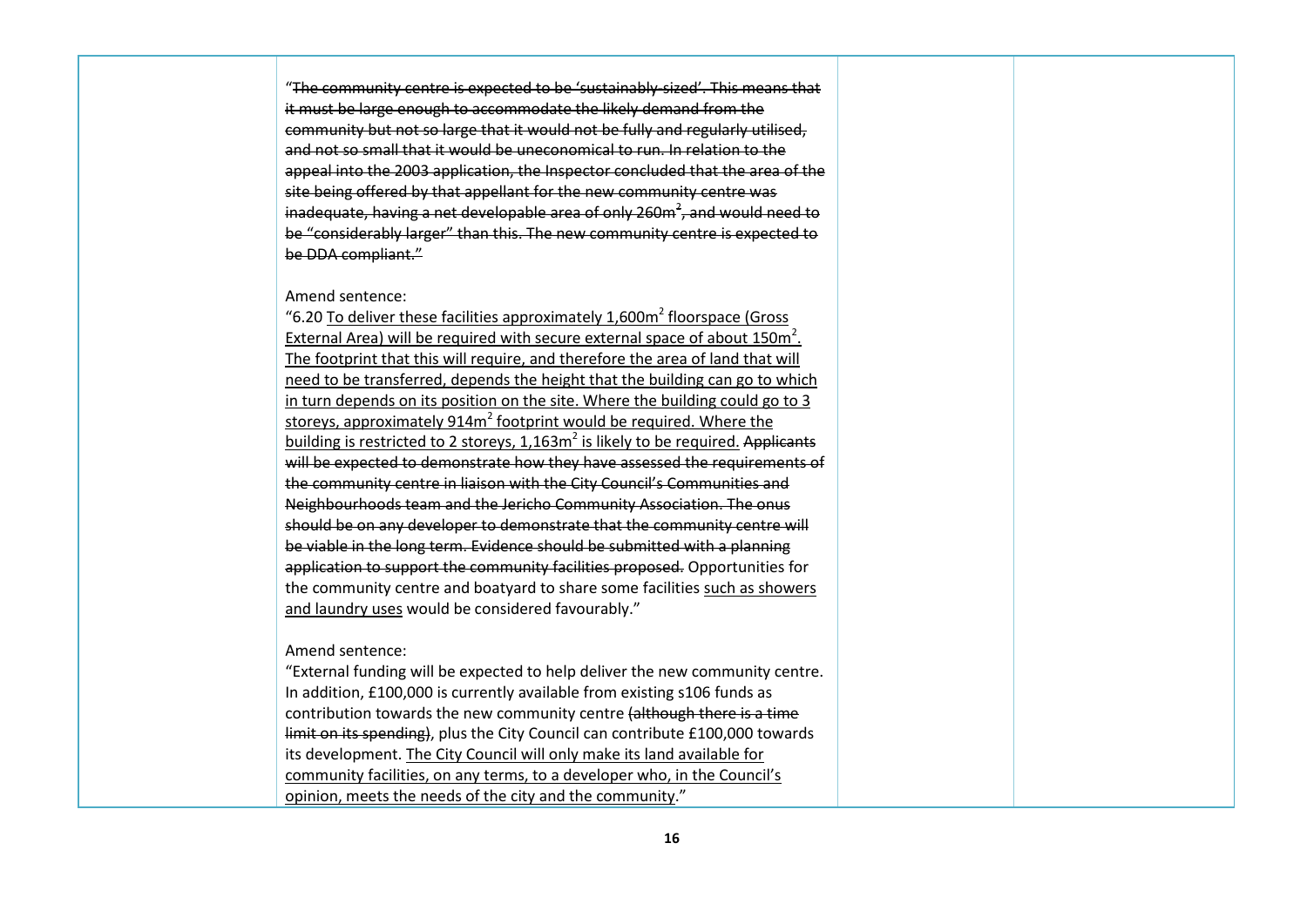| | | | |
|---|---|---|---|
| | "~~The community centre is expected to be 'sustainably-sized'. This means that it must be large enough to accommodate the likely demand from the community but not so large that it would not be fully and regularly utilised, and not so small that it would be uneconomical to run. In relation to the appeal into the 2003 application, the Inspector concluded that the area of the site being offered by that appellant for the new community centre was inadequate, having a net developable area of only 260$m^2$, and would need to be "considerably larger" than this. The new community centre is expected to be DDA compliant."~~<br><br>Amend sentence:<br>"6.20 <u>To deliver these facilities approximately 1,600$m^2$ floorspace (Gross External Area) will be required with secure external space of about 150$m^2$. The footprint that this will require, and therefore the area of land that will need to be transferred, depends the height that the building can go to which in turn depends on its position on the site. Where the building could go to 3 storeys, approximately 914$m^2$ footprint would be required. Where the building is restricted to 2 storeys, 1,163$m^2$ is likely to be required.</u> ~~Applicants will be expected to demonstrate how they have assessed the requirements of the community centre in liaison with the City Council's Communities and Neighbourhoods team and the Jericho Community Association. The onus should be on any developer to demonstrate that the community centre will be viable in the long term. Evidence should be submitted with a planning application to support the community facilities proposed.~~ Opportunities for the community centre and boatyard to share some facilities <u>such as showers and laundry uses</u> would be considered favourably."<br><br>Amend sentence:<br>"External funding will be expected to help deliver the new community centre. In addition, £100,000 is currently available from existing s106 funds as contribution towards the new community centre ~~(although there is a time limit on its spending)~~, plus the City Council can contribute £100,000 towards its development. <u>The City Council will only make its land available for community facilities, on any terms, to a developer who, in the Council's opinion, meets the needs of the city and the community</u>." | | |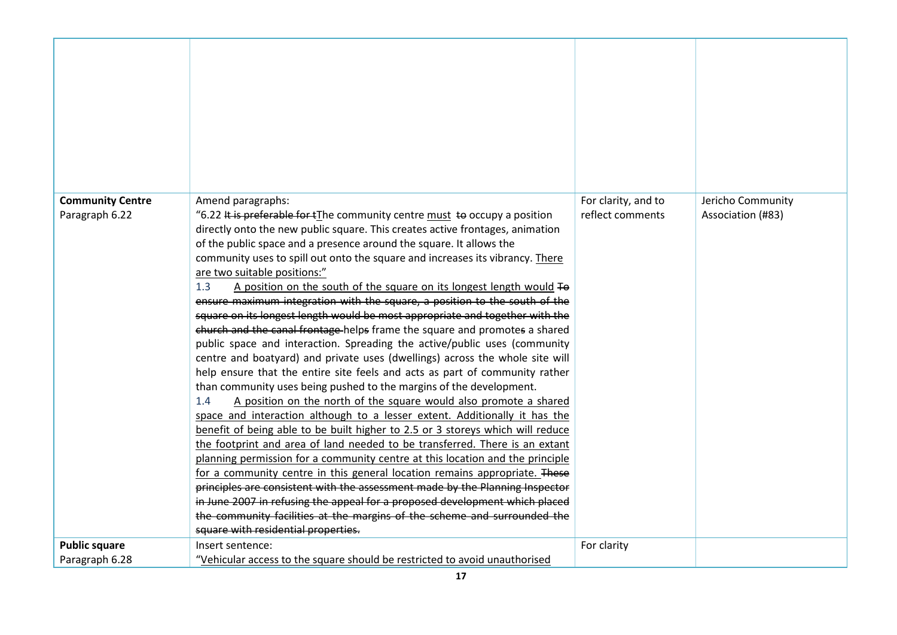| | | | |
|---|---|---|---|
| | | | |
| **Community Centre** Paragraph 6.22 | Amend paragraphs:<br>"6.22 ~~It is preferable for t~~<u>T</u>he community centre <u>must</u> ~~to~~ occupy a position directly onto the new public square. This creates active frontages, animation of the public space and a presence around the square. It allows the community uses to spill out onto the square and increases its vibrancy. <u>There are two suitable positions:</u>"<br>1.3 <u>A position on the south of the square on its longest length would</u> ~~To ensure maximum integration with the square, a position to the south of the square on its longest length would be most appropriate and together with the church and the canal frontage~~ help~~s~~ frame the square and promote~~s~~ a shared public space and interaction. Spreading the active/public uses (community centre and boatyard) and private uses (dwellings) across the whole site will help ensure that the entire site feels and acts as part of community rather than community uses being pushed to the margins of the development.<br>1.4 <u>A position on the north of the square would also promote a shared space and interaction although to a lesser extent. Additionally it has the benefit of being able to be built higher to 2.5 or 3 storeys which will reduce the footprint and area of land needed to be transferred. There is an extant planning permission for a community centre at this location and the principle for a community centre in this general location remains appropriate.</u> ~~These principles are consistent with the assessment made by the Planning Inspector in June 2007 in refusing the appeal for a proposed development which placed the community facilities at the margins of the scheme and surrounded the square with residential properties.~~ | For clarity, and to reflect comments | Jericho Community Association (#83) |
| **Public square** Paragraph 6.28 | Insert sentence:<br>"<u>Vehicular access to the square should be restricted to avoid unauthorised</u> | For clarity | |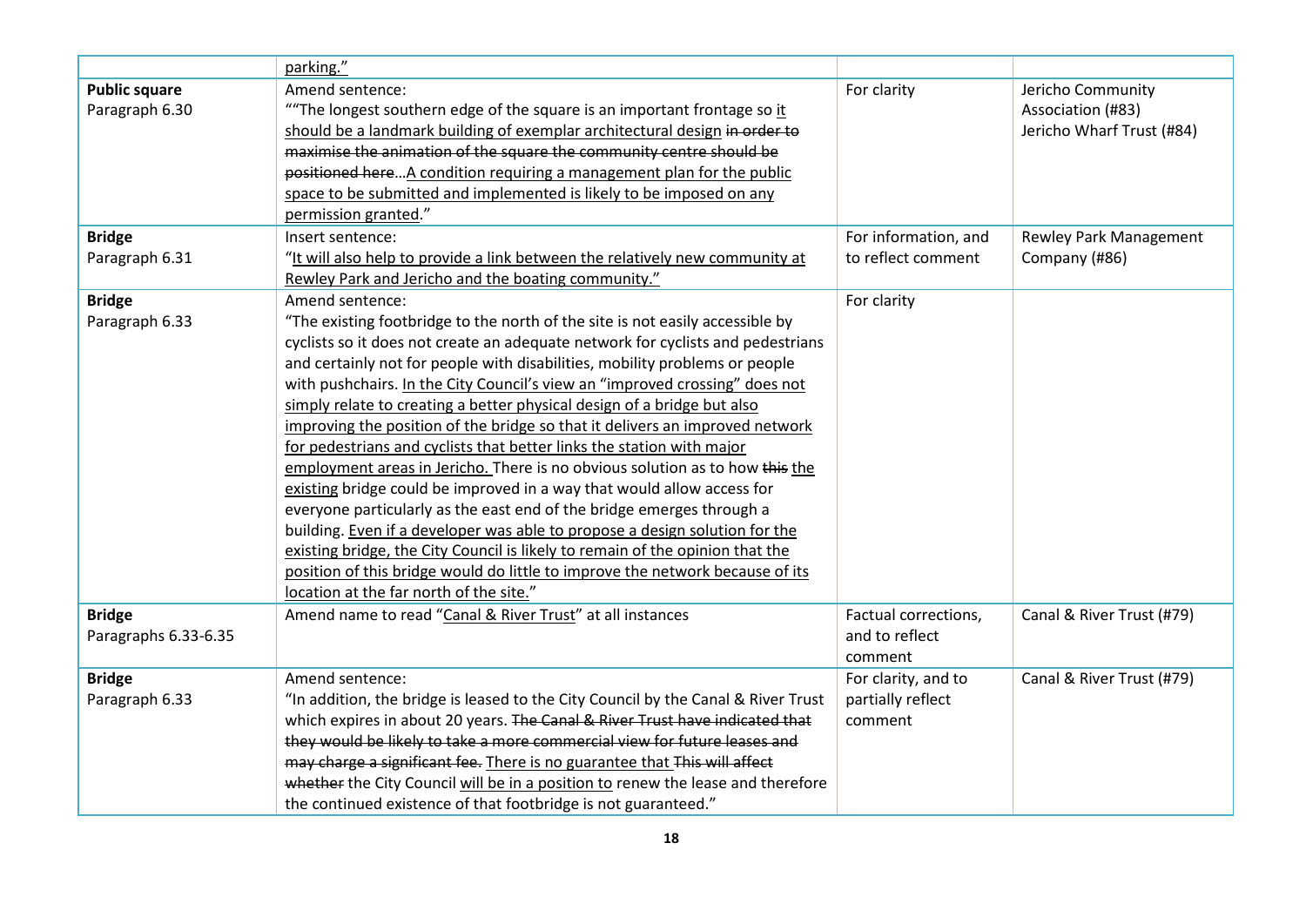| | | | |
|---|---|---|---|
| | <u>parking</u>." | | |
| **Public square**<br>Paragraph 6.30 | Amend sentence:<br>""The longest southern edge of the square is an important frontage so <u>it should be a landmark building of exemplar architectural design</u> ~~in order to maximise the animation of the square the community centre should be positioned here~~…<u>A condition requiring a management plan for the public space to be submitted and implemented is likely to be imposed on any permission granted</u>." | For clarity | Jericho Community Association (#83)<br>Jericho Wharf Trust (#84) |
| **Bridge**<br>Paragraph 6.31 | Insert sentence:<br>"<u>It will also help to provide a link between the relatively new community at Rewley Park and Jericho and the boating community.</u>" | For information, and to reflect comment | Rewley Park Management Company (#86) |
| **Bridge**<br>Paragraph 6.33 | Amend sentence:<br>"The existing footbridge to the north of the site is not easily accessible by cyclists so it does not create an adequate network for cyclists and pedestrians and certainly not for people with disabilities, mobility problems or people with pushchairs. <u>In the City Council's view an "improved crossing" does not simply relate to creating a better physical design of a bridge but also improving the position of the bridge so that it delivers an improved network for pedestrians and cyclists that better links the station with major employment areas in Jericho.</u> There is no obvious solution as to how ~~this~~ <u>the existing</u> bridge could be improved in a way that would allow access for everyone particularly as the east end of the bridge emerges through a building. <u>Even if a developer was able to propose a design solution for the existing bridge, the City Council is likely to remain of the opinion that the position of this bridge would do little to improve the network because of its location at the far north of the site.</u>" | For clarity | |
| **Bridge**<br>Paragraphs 6.33-6.35 | Amend name to read "<u>Canal & River Trust</u>" at all instances | Factual corrections, and to reflect comment | Canal & River Trust (#79) |
| **Bridge**<br>Paragraph 6.33 | Amend sentence:<br>"In addition, the bridge is leased to the City Council by the Canal & River Trust which expires in about 20 years. ~~The Canal & River Trust have indicated that they would be likely to take a more commercial view for future leases and may charge a significant fee.~~ <u>There is no guarantee that</u> ~~This will affect whether~~ the City Council <u>will be in a position to</u> renew the lease and therefore the continued existence of that footbridge is not guaranteed." | For clarity, and to partially reflect comment | Canal & River Trust (#79) |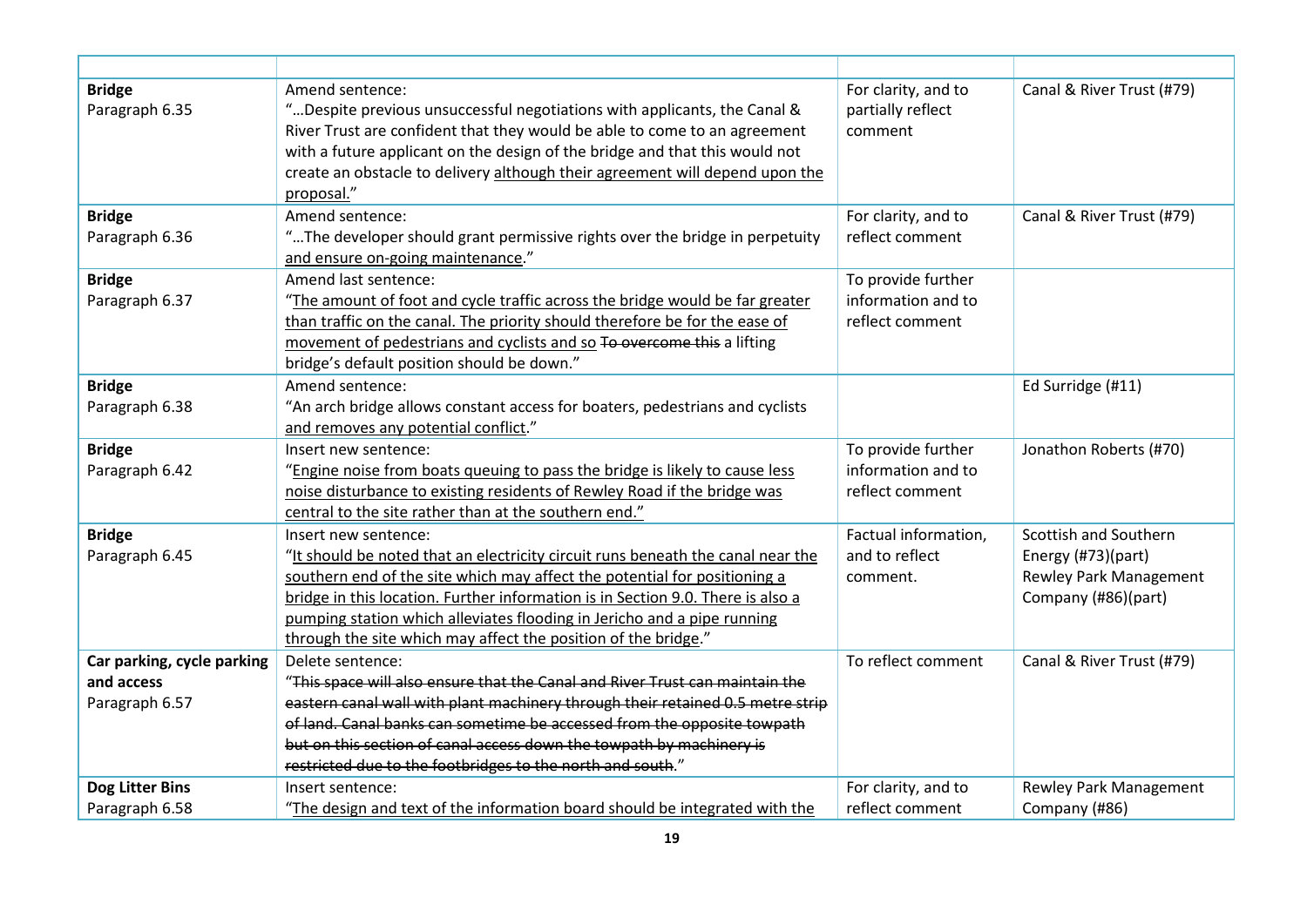| | | | |
|---|---|---|---|
| **Bridge** Paragraph 6.35 | Amend sentence: "…Despite previous unsuccessful negotiations with applicants, the Canal & River Trust are confident that they would be able to come to an agreement with a future applicant on the design of the bridge and that this would not create an obstacle to delivery <u>although their agreement will depend upon the proposal.</u>" | For clarity, and to partially reflect comment | Canal & River Trust (#79) |
| **Bridge** Paragraph 6.36 | Amend sentence: "…The developer should grant permissive rights over the bridge in perpetuity <u>and ensure on-going maintenance</u>." | For clarity, and to reflect comment | Canal & River Trust (#79) |
| **Bridge** Paragraph 6.37 | Amend last sentence: "<u>The amount of foot and cycle traffic across the bridge would be far greater than traffic on the canal. The priority should therefore be for the ease of movement of pedestrians and cyclists and so</u> ~~To overcome this~~ a lifting bridge's default position should be down." | To provide further information and to reflect comment | |
| **Bridge** Paragraph 6.38 | Amend sentence: "An arch bridge allows constant access for boaters, pedestrians and cyclists <u>and removes any potential conflict</u>." | | Ed Surridge (#11) |
| **Bridge** Paragraph 6.42 | Insert new sentence: "<u>Engine noise from boats queuing to pass the bridge is likely to cause less noise disturbance to existing residents of Rewley Road if the bridge was central to the site rather than at the southern end.</u>" | To provide further information and to reflect comment | Jonathon Roberts (#70) |
| **Bridge** Paragraph 6.45 | Insert new sentence: "<u>It should be noted that an electricity circuit runs beneath the canal near the southern end of the site which may affect the potential for positioning a bridge in this location. Further information is in Section 9.0. There is also a pumping station which alleviates flooding in Jericho and a pipe running through the site which may affect the position of the bridge</u>." | Factual information, and to reflect comment. | Scottish and Southern Energy (#73)(part) Rewley Park Management Company (#86)(part) |
| **Car parking, cycle parking and access** Paragraph 6.57 | Delete sentence: "~~This space will also ensure that the Canal and River Trust can maintain the eastern canal wall with plant machinery through their retained 0.5 metre strip of land. Canal banks can sometime be accessed from the opposite towpath but on this section of canal access down the towpath by machinery is restricted due to the footbridges to the north and south.~~" | To reflect comment | Canal & River Trust (#79) |
| **Dog Litter Bins** Paragraph 6.58 | Insert sentence: "<u>The design and text of the information board should be integrated with the</u> | For clarity, and to reflect comment | Rewley Park Management Company (#86) |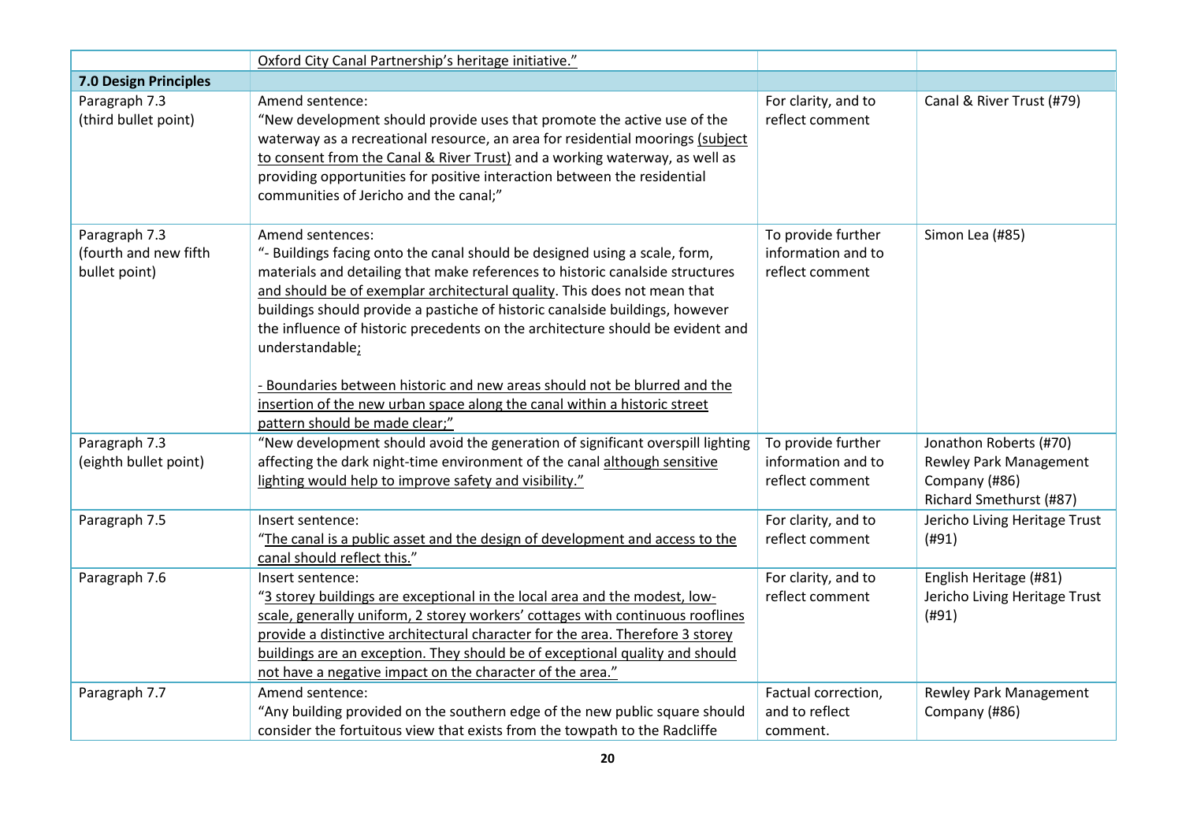| | | | |
|---|---|---|---|
| | Oxford City Canal Partnership's heritage initiative." | | |
| **7.0 Design Principles** | | | |
| Paragraph 7.3 (third bullet point) | Amend sentence:<br>"New development should provide uses that promote the active use of the waterway as a recreational resource, an area for residential moorings (subject to consent from the Canal & River Trust) and a working waterway, as well as providing opportunities for positive interaction between the residential communities of Jericho and the canal;" | For clarity, and to reflect comment | Canal & River Trust (#79) |
| Paragraph 7.3 (fourth and new fifth bullet point) | Amend sentences:<br>"- Buildings facing onto the canal should be designed using a scale, form, materials and detailing that make references to historic canalside structures and should be of exemplar architectural quality. This does not mean that buildings should provide a pastiche of historic canalside buildings, however the influence of historic precedents on the architecture should be evident and understandable;<br><br>- Boundaries between historic and new areas should not be blurred and the insertion of the new urban space along the canal within a historic street pattern should be made clear;" | To provide further information and to reflect comment | Simon Lea (#85) |
| Paragraph 7.3 (eighth bullet point) | "New development should avoid the generation of significant overspill lighting affecting the dark night-time environment of the canal although sensitive lighting would help to improve safety and visibility." | To provide further information and to reflect comment | Jonathon Roberts (#70)<br>Rewley Park Management Company (#86)<br>Richard Smethurst (#87) |
| Paragraph 7.5 | Insert sentence:<br>"The canal is a public asset and the design of development and access to the canal should reflect this." | For clarity, and to reflect comment | Jericho Living Heritage Trust (#91) |
| Paragraph 7.6 | Insert sentence:<br>"3 storey buildings are exceptional in the local area and the modest, low-scale, generally uniform, 2 storey workers' cottages with continuous rooflines provide a distinctive architectural character for the area. Therefore 3 storey buildings are an exception. They should be of exceptional quality and should not have a negative impact on the character of the area." | For clarity, and to reflect comment | English Heritage (#81)<br>Jericho Living Heritage Trust (#91) |
| Paragraph 7.7 | Amend sentence:<br>"Any building provided on the southern edge of the new public square should consider the fortuitous view that exists from the towpath to the Radcliffe | Factual correction, and to reflect comment. | Rewley Park Management Company (#86) |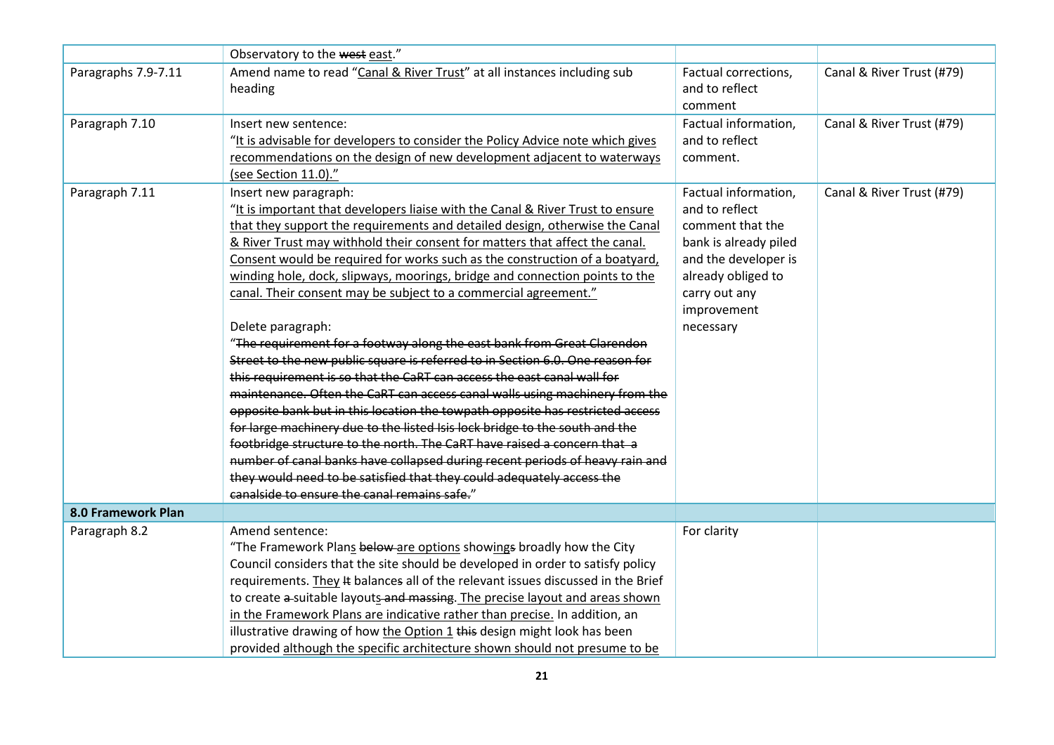| | | | |
|---|---|---|---|
| | Observatory to the ~~west~~ <u>east</u>." | | |
| Paragraphs 7.9-7.11 | Amend name to read "<u>Canal & River Trust</u>" at all instances including sub heading | Factual corrections, and to reflect comment | Canal & River Trust (#79) |
| Paragraph 7.10 | Insert new sentence:<br>"<u>It is advisable for developers to consider the Policy Advice note which gives recommendations on the design of new development adjacent to waterways (see Section 11.0).</u>" | Factual information, and to reflect comment. | Canal & River Trust (#79) |
| Paragraph 7.11 | Insert new paragraph:<br>"<u>It is important that developers liaise with the Canal & River Trust to ensure that they support the requirements and detailed design, otherwise the Canal & River Trust may withhold their consent for matters that affect the canal. Consent would be required for works such as the construction of a boatyard, winding hole, dock, slipways, moorings, bridge and connection points to the canal. Their consent may be subject to a commercial agreement.</u>"<br><br>Delete paragraph:<br>"~~The requirement for a footway along the east bank from Great Clarendon Street to the new public square is referred to in Section 6.0. One reason for this requirement is so that the CaRT can access the east canal wall for maintenance. Often the CaRT can access canal walls using machinery from the opposite bank but in this location the towpath opposite has restricted access for large machinery due to the listed Isis lock bridge to the south and the footbridge structure to the north. The CaRT have raised a concern that a number of canal banks have collapsed during recent periods of heavy rain and they would need to be satisfied that they could adequately access the canalside to ensure the canal remains safe.~~" | Factual information, and to reflect comment that the bank is already piled and the developer is already obliged to carry out any improvement necessary | Canal & River Trust (#79) |
| **8.0 Framework Plan** | | | |
| Paragraph 8.2 | Amend sentence:<br>"The Framework Plan<u>s</u> ~~below~~ <u>are options</u> show<u>ing</u>~~s~~ broadly how the City Council considers that the site should be developed in order to satisfy policy requirements. <u>They</u> ~~It~~ balance~~s~~ all of the relevant issues discussed in the Brief to create ~~a~~ suitable layout<u>s</u> ~~and massing~~. <u>The precise layout and areas shown in the Framework Plans are indicative rather than precise.</u> In addition, an illustrative drawing of how <u>the Option 1</u> ~~this~~ design might look has been provided <u>although the specific architecture shown should not presume to be</u> | For clarity | |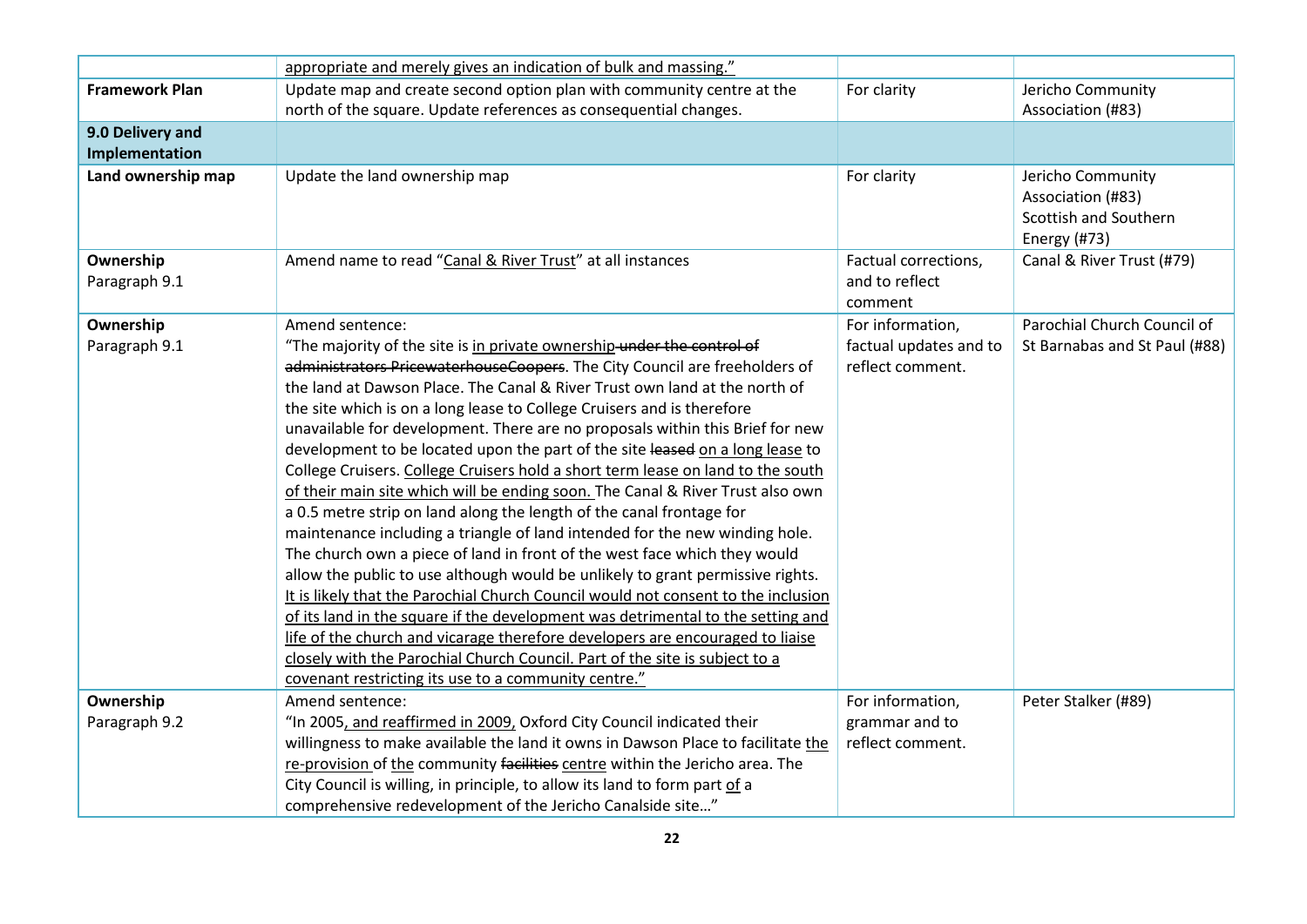| | | | |
|---|---|---|---|
| | appropriate and merely gives an indication of bulk and massing." | | |
| **Framework Plan** | Update map and create second option plan with community centre at the north of the square. Update references as consequential changes. | For clarity | Jericho Community Association (#83) |
| **9.0 Delivery and Implementation** | | | |
| **Land ownership map** | Update the land ownership map | For clarity | Jericho Community Association (#83)<br>Scottish and Southern Energy (#73) |
| **Ownership**<br>Paragraph 9.1 | Amend name to read "<u>Canal & River Trust</u>" at all instances | Factual corrections, and to reflect comment | Canal & River Trust (#79) |
| **Ownership**<br>Paragraph 9.1 | Amend sentence:<br>"The majority of the site is <u>in private ownership</u> ~~under the control of administrators PricewaterhouseCoopers~~. The City Council are freeholders of the land at Dawson Place. The Canal & River Trust own land at the north of the site which is on a long lease to College Cruisers and is therefore unavailable for development. There are no proposals within this Brief for new development to be located upon the part of the site ~~leased~~ <u>on a long lease</u> to College Cruisers. <u>College Cruisers hold a short term lease on land to the south of their main site which will be ending soon.</u> The Canal & River Trust also own a 0.5 metre strip on land along the length of the canal frontage for maintenance including a triangle of land intended for the new winding hole. The church own a piece of land in front of the west face which they would allow the public to use although would be unlikely to grant permissive rights. <u>It is likely that the Parochial Church Council would not consent to the inclusion of its land in the square if the development was detrimental to the setting and life of the church and vicarage therefore developers are encouraged to liaise closely with the Parochial Church Council. Part of the site is subject to a covenant restricting its use to a community centre.</u>" | For information, factual updates and to reflect comment. | Parochial Church Council of St Barnabas and St Paul (#88) |
| **Ownership**<br>Paragraph 9.2 | Amend sentence:<br>"In 2005<u>, and reaffirmed in 2009,</u> Oxford City Council indicated their willingness to make available the land it owns in Dawson Place to facilitate <u>the re-provision</u> of <u>the</u> community ~~facilities~~ <u>centre</u> within the Jericho area. The City Council is willing, in principle, to allow its land to form part <u>of</u> a comprehensive redevelopment of the Jericho Canalside site…" | For information, grammar and to reflect comment. | Peter Stalker (#89) |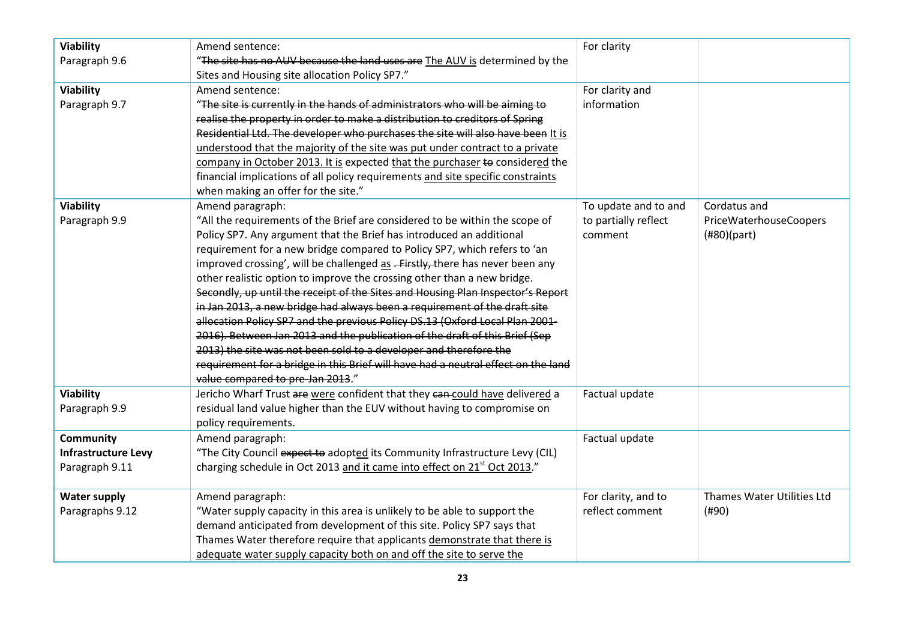| **Viability** Paragraph 9.6 | Amend sentence: "~~The site has no AUV because the land uses are~~ <u>The AUV is</u> determined by the Sites and Housing site allocation Policy SP7." | For clarity | |
|---|---|---|---|
| **Viability** Paragraph 9.7 | Amend sentence: "~~The site is currently in the hands of administrators who will be aiming to realise the property in order to make a distribution to creditors of Spring Residential Ltd. The developer who purchases the site will also have been~~ <u>It is understood that the majority of the site was put under contract to a private company in October 2013. It is</u> expected <u>that the purchaser</u> ~~to~~ considere<u>d</u> the financial implications of all policy requirements <u>and site specific constraints</u> when making an offer for the site." | For clarity and information | |
| **Viability** Paragraph 9.9 | Amend paragraph: "All the requirements of the Brief are considered to be within the scope of Policy SP7. Any argument that the Brief has introduced an additional requirement for a new bridge compared to Policy SP7, which refers to 'an improved crossing', will be challenged <u>as</u> ~~. Firstly,~~ there has never been any other realistic option to improve the crossing other than a new bridge. ~~Secondly, up until the receipt of the Sites and Housing Plan Inspector's Report in Jan 2013, a new bridge had always been a requirement of the draft site allocation Policy SP7 and the previous Policy DS.13 (Oxford Local Plan 2001-2016). Between Jan 2013 and the publication of the draft of this Brief (Sep 2013) the site was not been sold to a developer and therefore the requirement for a bridge in this Brief will have had a neutral effect on the land value compared to pre-Jan 2013~~." | To update and to and to partially reflect comment | Cordatus and PriceWaterhouseCoopers (#80)(part) |
| **Viability** Paragraph 9.9 | Jericho Wharf Trust ~~are~~ <u>were</u> confident that they ~~can~~ <u>could have</u> deliver<u>ed</u> a residual land value higher than the EUV without having to compromise on policy requirements. | Factual update | |
| **Community Infrastructure Levy** Paragraph 9.11 | Amend paragraph: "The City Council ~~expect to~~ adopt<u>ed</u> its Community Infrastructure Levy (CIL) charging schedule in Oct 2013 <u>and it came into effect on 21st Oct 2013</u>." | Factual update | |
| **Water supply** Paragraphs 9.12 | Amend paragraph: "Water supply capacity in this area is unlikely to be able to support the demand anticipated from development of this site. Policy SP7 says that Thames Water therefore require that applicants <u>demonstrate that there is adequate water supply capacity both on and off the site to serve the</u> | For clarity, and to reflect comment | Thames Water Utilities Ltd (#90) |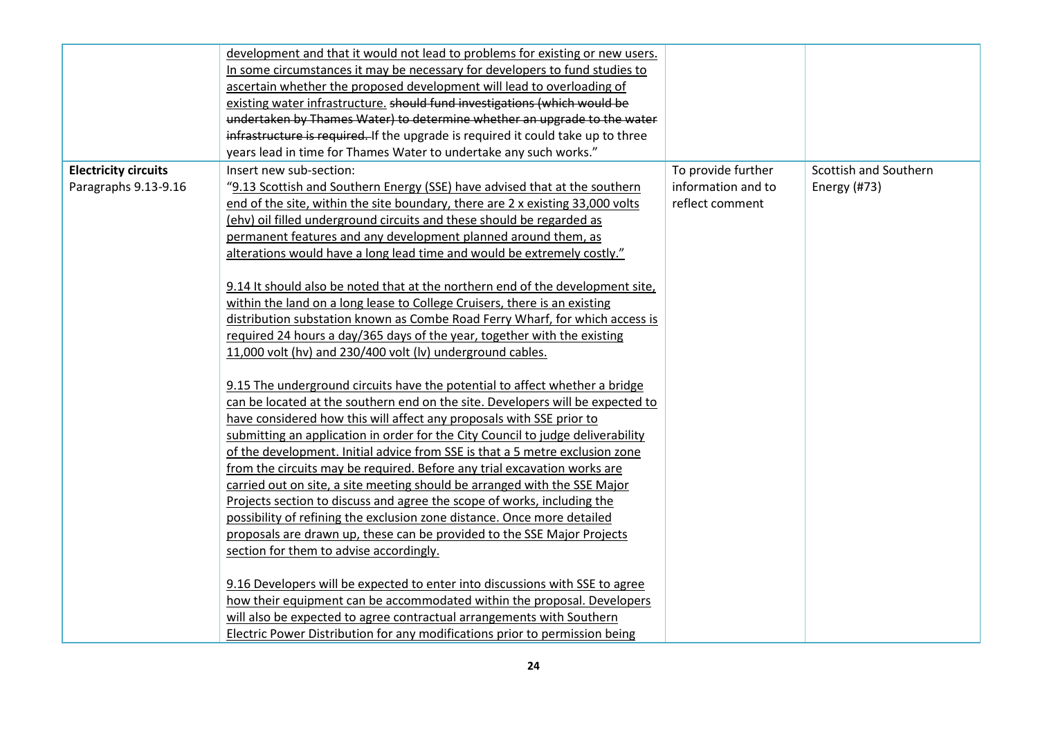| | | | |
|---|---|---|---|
| | development and that it would not lead to problems for existing or new users. In some circumstances it may be necessary for developers to fund studies to ascertain whether the proposed development will lead to overloading of existing water infrastructure. ~~should fund investigations (which would be undertaken by Thames Water) to determine whether an upgrade to the water infrastructure is required.~~ If the upgrade is required it could take up to three years lead in time for Thames Water to undertake any such works." | | |
| **Electricity circuits** Paragraphs 9.13-9.16 | Insert new sub-section:<br>"9.13 Scottish and Southern Energy (SSE) have advised that at the southern end of the site, within the site boundary, there are 2 x existing 33,000 volts (ehv) oil filled underground circuits and these should be regarded as permanent features and any development planned around them, as alterations would have a long lead time and would be extremely costly."<br><br>9.14 It should also be noted that at the northern end of the development site, within the land on a long lease to College Cruisers, there is an existing distribution substation known as Combe Road Ferry Wharf, for which access is required 24 hours a day/365 days of the year, together with the existing 11,000 volt (hv) and 230/400 volt (lv) underground cables.<br><br>9.15 The underground circuits have the potential to affect whether a bridge can be located at the southern end on the site. Developers will be expected to have considered how this will affect any proposals with SSE prior to submitting an application in order for the City Council to judge deliverability of the development. Initial advice from SSE is that a 5 metre exclusion zone from the circuits may be required. Before any trial excavation works are carried out on site, a site meeting should be arranged with the SSE Major Projects section to discuss and agree the scope of works, including the possibility of refining the exclusion zone distance. Once more detailed proposals are drawn up, these can be provided to the SSE Major Projects section for them to advise accordingly.<br><br>9.16 Developers will be expected to enter into discussions with SSE to agree how their equipment can be accommodated within the proposal. Developers will also be expected to agree contractual arrangements with Southern Electric Power Distribution for any modifications prior to permission being | To provide further information and to reflect comment | Scottish and Southern Energy (#73) |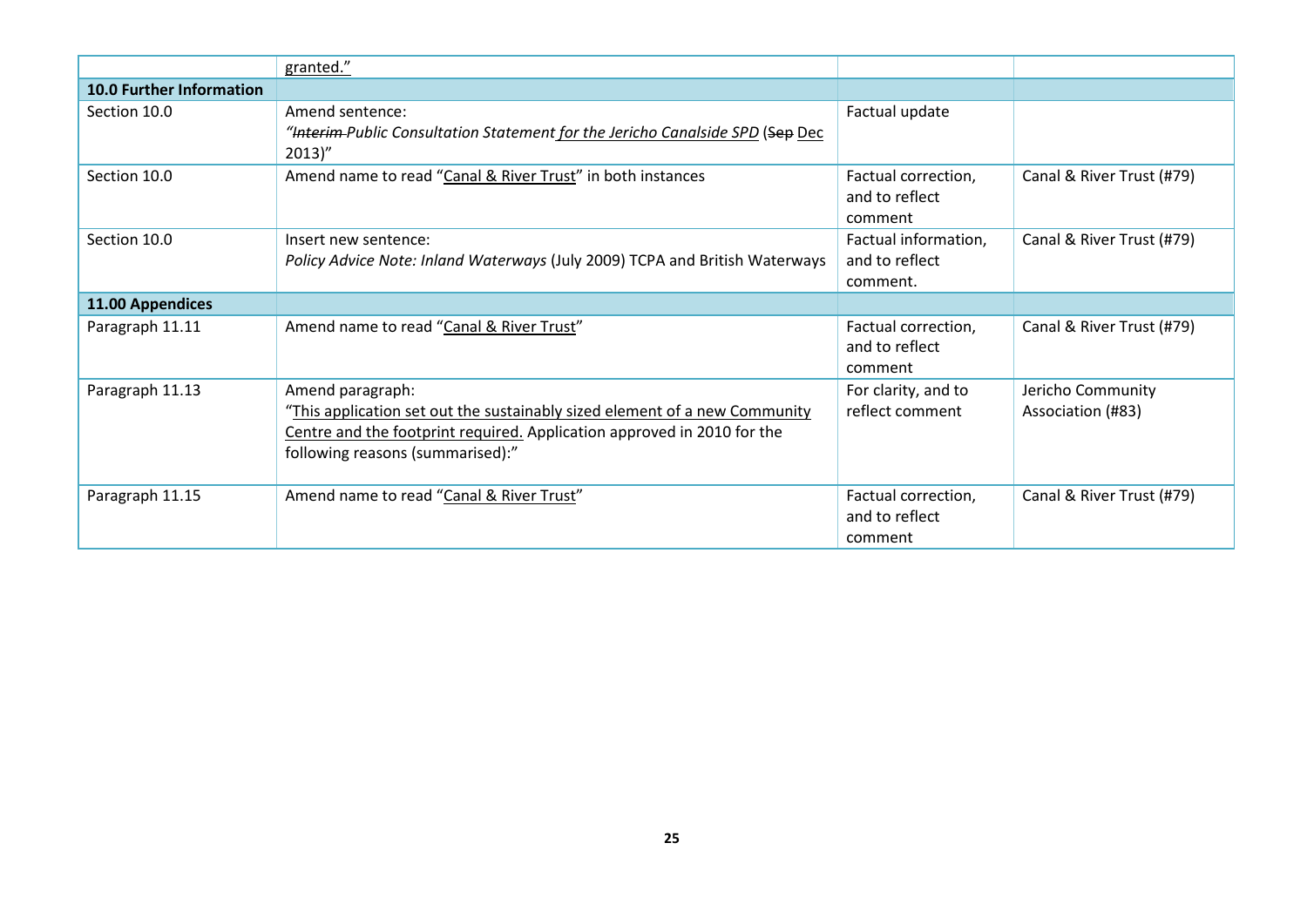| | | | |
|---|---|---|---|
| | <u>granted."</u> | | |
| **10.0 Further Information** | | | |
| Section 10.0 | Amend sentence:<br>*"~~Interim~~ Public Consultation Statement <u>for the Jericho Canalside SPD</u>* (~~Sep~~ <u>Dec</u> 2013)" | Factual update | |
| Section 10.0 | Amend name to read "<u>Canal & River Trust</u>" in both instances | Factual correction, and to reflect comment | Canal & River Trust (#79) |
| Section 10.0 | Insert new sentence:<br>*Policy Advice Note: Inland Waterways* (July 2009) TCPA and British Waterways | Factual information, and to reflect comment. | Canal & River Trust (#79) |
| **11.00 Appendices** | | | |
| Paragraph 11.11 | Amend name to read "<u>Canal & River Trust</u>" | Factual correction, and to reflect comment | Canal & River Trust (#79) |
| Paragraph 11.13 | Amend paragraph:<br>"<u>This application set out the sustainably sized element of a new Community Centre and the footprint required.</u> Application approved in 2010 for the following reasons (summarised):" | For clarity, and to reflect comment | Jericho Community Association (#83) |
| Paragraph 11.15 | Amend name to read "<u>Canal & River Trust</u>" | Factual correction, and to reflect comment | Canal & River Trust (#79) |